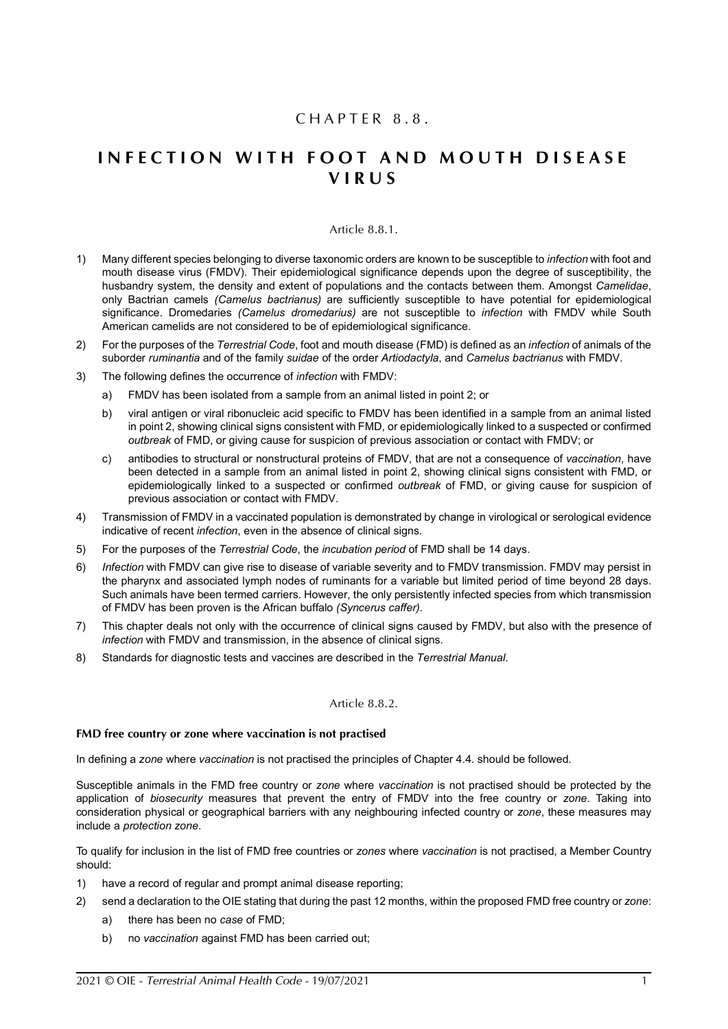# CHAPTER 8.8.

# INFECTION WITH FOOT AND MOUTH DISEASE VIRUS

Article 8.8.1.

1) Many different species belonging to diverse taxonomic orders are known to be susceptible to *infection* with foot and mouth disease virus (FMDV). Their epidemiological significance depends upon the degree of susceptibility, the husbandry system, the density and extent of populations and the contacts between them. Amongst *Camelidae*, only Bactrian camels *(Camelus bactrianus)* are sufficiently susceptible to have potential for epidemiological significance. Dromedaries *(Camelus dromedarius)* are not susceptible to *infection* with FMDV while South American camelids are not considered to be of epidemiological significance.
2) For the purposes of the *Terrestrial Code*, foot and mouth disease (FMD) is defined as an *infection* of animals of the suborder *ruminantia* and of the family *suidae* of the order *Artiodactyla*, and *Camelus bactrianus* with FMDV.
3) The following defines the occurrence of *infection* with FMDV:
   a) FMDV has been isolated from a sample from an animal listed in point 2; or
   b) viral antigen or viral ribonucleic acid specific to FMDV has been identified in a sample from an animal listed in point 2, showing clinical signs consistent with FMD, or epidemiologically linked to a suspected or confirmed *outbreak* of FMD, or giving cause for suspicion of previous association or contact with FMDV; or
   c) antibodies to structural or nonstructural proteins of FMDV, that are not a consequence of *vaccination*, have been detected in a sample from an animal listed in point 2, showing clinical signs consistent with FMD, or epidemiologically linked to a suspected or confirmed *outbreak* of FMD, or giving cause for suspicion of previous association or contact with FMDV.
4) Transmission of FMDV in a vaccinated population is demonstrated by change in virological or serological evidence indicative of recent *infection*, even in the absence of clinical signs.
5) For the purposes of the *Terrestrial Code*, the *incubation period* of FMD shall be 14 days.
6) *Infection* with FMDV can give rise to disease of variable severity and to FMDV transmission. FMDV may persist in the pharynx and associated lymph nodes of ruminants for a variable but limited period of time beyond 28 days. Such animals have been termed carriers. However, the only persistently infected species from which transmission of FMDV has been proven is the African buffalo *(Syncerus caffer)*.
7) This chapter deals not only with the occurrence of clinical signs caused by FMDV, but also with the presence of *infection* with FMDV and transmission, in the absence of clinical signs.
8) Standards for diagnostic tests and vaccines are described in the *Terrestrial Manual*.

Article 8.8.2.

**FMD free country or zone where vaccination is not practised**

In defining a *zone* where *vaccination* is not practised the principles of Chapter 4.4. should be followed.

Susceptible animals in the FMD free country or *zone* where *vaccination* is not practised should be protected by the application of *biosecurity* measures that prevent the entry of FMDV into the free country or *zone*. Taking into consideration physical or geographical barriers with any neighbouring infected country or *zone*, these measures may include a *protection zone*.

To qualify for inclusion in the list of FMD free countries or *zones* where *vaccination* is not practised, a Member Country should:

1) have a record of regular and prompt animal disease reporting;
2) send a declaration to the OIE stating that during the past 12 months, within the proposed FMD free country or *zone*:
   a) there has been no *case* of FMD;
   b) no *vaccination* against FMD has been carried out;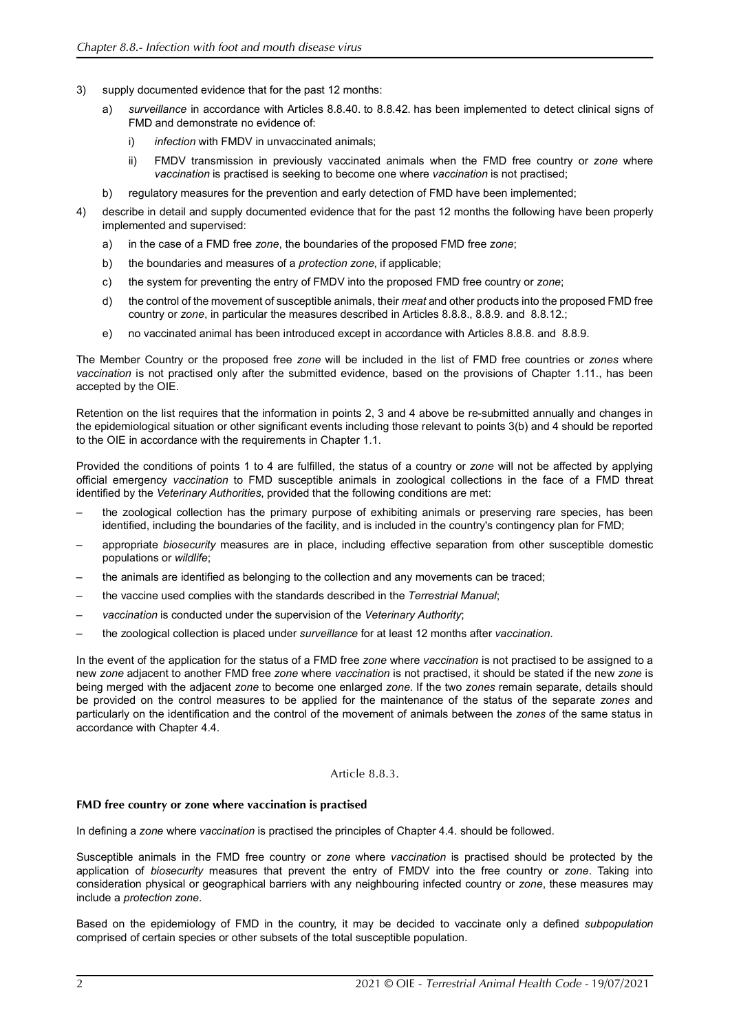3) supply documented evidence that for the past 12 months:

   a) *surveillance* in accordance with Articles 8.8.40. to 8.8.42. has been implemented to detect clinical signs of FMD and demonstrate no evidence of:

      i) *infection* with FMDV in unvaccinated animals;

      ii) FMDV transmission in previously vaccinated animals when the FMD free country or *zone* where *vaccination* is practised is seeking to become one where *vaccination* is not practised;

   b) regulatory measures for the prevention and early detection of FMD have been implemented;

4) describe in detail and supply documented evidence that for the past 12 months the following have been properly implemented and supervised:

   a) in the case of a FMD free *zone*, the boundaries of the proposed FMD free *zone*;

   b) the boundaries and measures of a *protection zone*, if applicable;

   c) the system for preventing the entry of FMDV into the proposed FMD free country or *zone*;

   d) the control of the movement of susceptible animals, their *meat* and other products into the proposed FMD free country or *zone*, in particular the measures described in Articles 8.8.8., 8.8.9. and 8.8.12.;

   e) no vaccinated animal has been introduced except in accordance with Articles 8.8.8. and 8.8.9.

The Member Country or the proposed free *zone* will be included in the list of FMD free countries or *zones* where *vaccination* is not practised only after the submitted evidence, based on the provisions of Chapter 1.11., has been accepted by the OIE.

Retention on the list requires that the information in points 2, 3 and 4 above be re-submitted annually and changes in the epidemiological situation or other significant events including those relevant to points 3(b) and 4 should be reported to the OIE in accordance with the requirements in Chapter 1.1.

Provided the conditions of points 1 to 4 are fulfilled, the status of a country or *zone* will not be affected by applying official emergency *vaccination* to FMD susceptible animals in zoological collections in the face of a FMD threat identified by the *Veterinary Authorities*, provided that the following conditions are met:

– the zoological collection has the primary purpose of exhibiting animals or preserving rare species, has been identified, including the boundaries of the facility, and is included in the country's contingency plan for FMD;

– appropriate *biosecurity* measures are in place, including effective separation from other susceptible domestic populations or *wildlife*;

– the animals are identified as belonging to the collection and any movements can be traced;

– the vaccine used complies with the standards described in the *Terrestrial Manual*;

– *vaccination* is conducted under the supervision of the *Veterinary Authority*;

– the zoological collection is placed under *surveillance* for at least 12 months after *vaccination*.

In the event of the application for the status of a FMD free *zone* where *vaccination* is not practised to be assigned to a new *zone* adjacent to another FMD free *zone* where *vaccination* is not practised, it should be stated if the new *zone* is being merged with the adjacent *zone* to become one enlarged *zone*. If the two *zones* remain separate, details should be provided on the control measures to be applied for the maintenance of the status of the separate *zones* and particularly on the identification and the control of the movement of animals between the *zones* of the same status in accordance with Chapter 4.4.

Article 8.8.3.

**FMD free country or zone where vaccination is practised**

In defining a *zone* where *vaccination* is practised the principles of Chapter 4.4. should be followed.

Susceptible animals in the FMD free country or *zone* where *vaccination* is practised should be protected by the application of *biosecurity* measures that prevent the entry of FMDV into the free country or *zone*. Taking into consideration physical or geographical barriers with any neighbouring infected country or *zone*, these measures may include a *protection zone*.

Based on the epidemiology of FMD in the country, it may be decided to vaccinate only a defined *subpopulation* comprised of certain species or other subsets of the total susceptible population.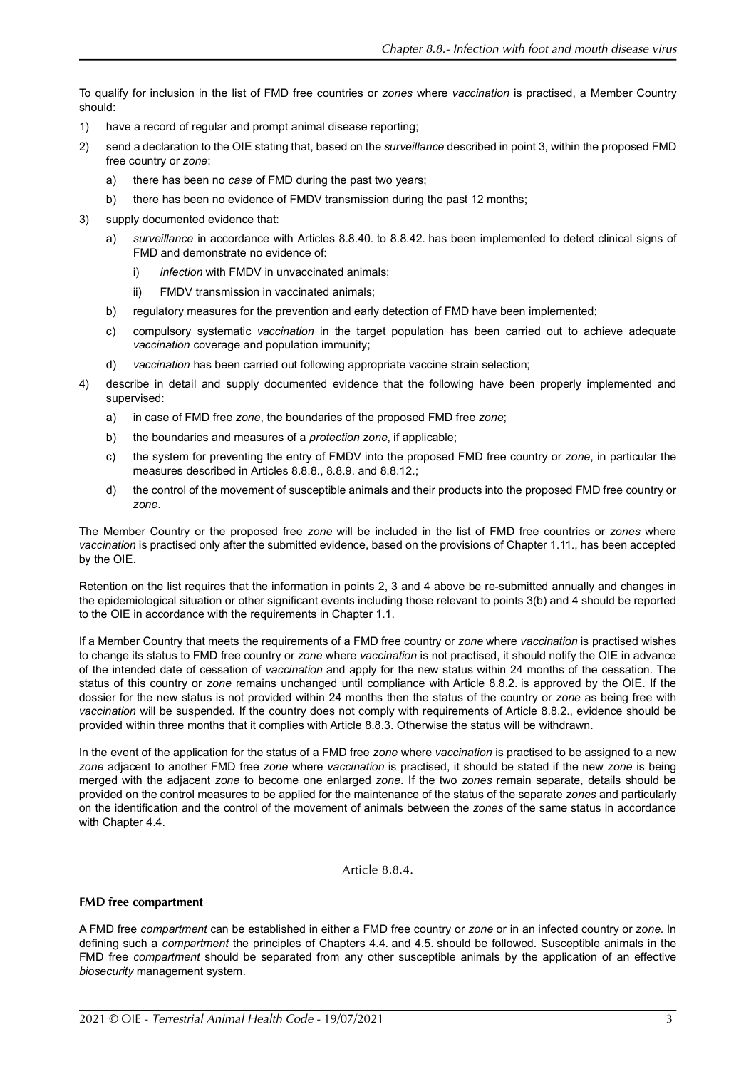To qualify for inclusion in the list of FMD free countries or *zones* where *vaccination* is practised, a Member Country should:

1) have a record of regular and prompt animal disease reporting;
2) send a declaration to the OIE stating that, based on the *surveillance* described in point 3, within the proposed FMD free country or *zone*:
   a) there has been no *case* of FMD during the past two years;
   b) there has been no evidence of FMDV transmission during the past 12 months;
3) supply documented evidence that:
   a) *surveillance* in accordance with Articles 8.8.40. to 8.8.42. has been implemented to detect clinical signs of FMD and demonstrate no evidence of:
      i) *infection* with FMDV in unvaccinated animals;
      ii) FMDV transmission in vaccinated animals;
   b) regulatory measures for the prevention and early detection of FMD have been implemented;
   c) compulsory systematic *vaccination* in the target population has been carried out to achieve adequate *vaccination* coverage and population immunity;
   d) *vaccination* has been carried out following appropriate vaccine strain selection;
4) describe in detail and supply documented evidence that the following have been properly implemented and supervised:
   a) in case of FMD free *zone*, the boundaries of the proposed FMD free *zone*;
   b) the boundaries and measures of a *protection zone*, if applicable;
   c) the system for preventing the entry of FMDV into the proposed FMD free country or *zone*, in particular the measures described in Articles 8.8.8., 8.8.9. and 8.8.12.;
   d) the control of the movement of susceptible animals and their products into the proposed FMD free country or *zone*.

The Member Country or the proposed free *zone* will be included in the list of FMD free countries or *zones* where *vaccination* is practised only after the submitted evidence, based on the provisions of Chapter 1.11., has been accepted by the OIE.

Retention on the list requires that the information in points 2, 3 and 4 above be re-submitted annually and changes in the epidemiological situation or other significant events including those relevant to points 3(b) and 4 should be reported to the OIE in accordance with the requirements in Chapter 1.1.

If a Member Country that meets the requirements of a FMD free country or *zone* where *vaccination* is practised wishes to change its status to FMD free country or *zone* where *vaccination* is not practised, it should notify the OIE in advance of the intended date of cessation of *vaccination* and apply for the new status within 24 months of the cessation. The status of this country or *zone* remains unchanged until compliance with Article 8.8.2. is approved by the OIE. If the dossier for the new status is not provided within 24 months then the status of the country or *zone* as being free with *vaccination* will be suspended. If the country does not comply with requirements of Article 8.8.2., evidence should be provided within three months that it complies with Article 8.8.3. Otherwise the status will be withdrawn.

In the event of the application for the status of a FMD free *zone* where *vaccination* is practised to be assigned to a new *zone* adjacent to another FMD free *zone* where *vaccination* is practised, it should be stated if the new *zone* is being merged with the adjacent *zone* to become one enlarged *zone*. If the two *zones* remain separate, details should be provided on the control measures to be applied for the maintenance of the status of the separate *zones* and particularly on the identification and the control of the movement of animals between the *zones* of the same status in accordance with Chapter 4.4.

Article 8.8.4.

**FMD free compartment**

A FMD free *compartment* can be established in either a FMD free country or *zone* or in an infected country or *zone*. In defining such a *compartment* the principles of Chapters 4.4. and 4.5. should be followed. Susceptible animals in the FMD free *compartment* should be separated from any other susceptible animals by the application of an effective *biosecurity* management system.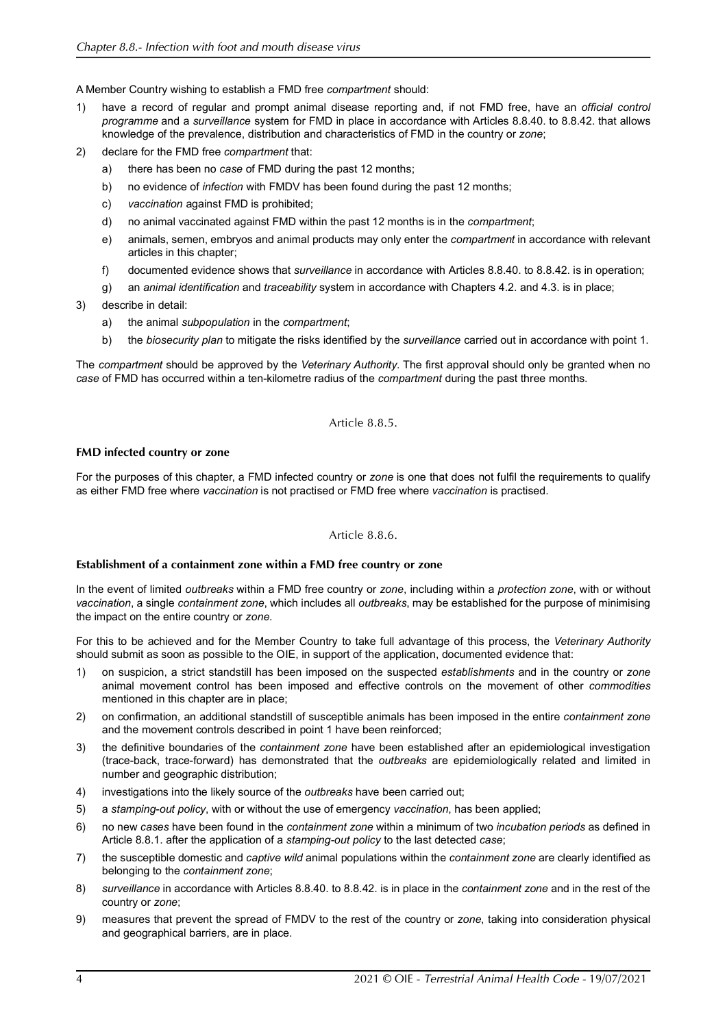A Member Country wishing to establish a FMD free *compartment* should:

1) have a record of regular and prompt animal disease reporting and, if not FMD free, have an *official control programme* and a *surveillance* system for FMD in place in accordance with Articles 8.8.40. to 8.8.42. that allows knowledge of the prevalence, distribution and characteristics of FMD in the country or *zone*;
2) declare for the FMD free *compartment* that:
   a) there has been no *case* of FMD during the past 12 months;
   b) no evidence of *infection* with FMDV has been found during the past 12 months;
   c) *vaccination* against FMD is prohibited;
   d) no animal vaccinated against FMD within the past 12 months is in the *compartment*;
   e) animals, semen, embryos and animal products may only enter the *compartment* in accordance with relevant articles in this chapter;
   f) documented evidence shows that *surveillance* in accordance with Articles 8.8.40. to 8.8.42. is in operation;
   g) an *animal identification* and *traceability* system in accordance with Chapters 4.2. and 4.3. is in place;
3) describe in detail:
   a) the animal *subpopulation* in the *compartment*;
   b) the *biosecurity plan* to mitigate the risks identified by the *surveillance* carried out in accordance with point 1.

The *compartment* should be approved by the *Veterinary Authority*. The first approval should only be granted when no *case* of FMD has occurred within a ten-kilometre radius of the *compartment* during the past three months.

Article 8.8.5.

**FMD infected country or zone**

For the purposes of this chapter, a FMD infected country or *zone* is one that does not fulfil the requirements to qualify as either FMD free where *vaccination* is not practised or FMD free where *vaccination* is practised.

Article 8.8.6.

**Establishment of a containment zone within a FMD free country or zone**

In the event of limited *outbreaks* within a FMD free country or *zone*, including within a *protection zone*, with or without *vaccination*, a single *containment zone*, which includes all *outbreaks*, may be established for the purpose of minimising the impact on the entire country or *zone*.

For this to be achieved and for the Member Country to take full advantage of this process, the *Veterinary Authority* should submit as soon as possible to the OIE, in support of the application, documented evidence that:

1) on suspicion, a strict standstill has been imposed on the suspected *establishments* and in the country or *zone* animal movement control has been imposed and effective controls on the movement of other *commodities* mentioned in this chapter are in place;
2) on confirmation, an additional standstill of susceptible animals has been imposed in the entire *containment zone* and the movement controls described in point 1 have been reinforced;
3) the definitive boundaries of the *containment zone* have been established after an epidemiological investigation (trace-back, trace-forward) has demonstrated that the *outbreaks* are epidemiologically related and limited in number and geographic distribution;
4) investigations into the likely source of the *outbreaks* have been carried out;
5) a *stamping-out policy*, with or without the use of emergency *vaccination*, has been applied;
6) no new *cases* have been found in the *containment zone* within a minimum of two *incubation periods* as defined in Article 8.8.1. after the application of a *stamping-out policy* to the last detected *case*;
7) the susceptible domestic and *captive wild* animal populations within the *containment zone* are clearly identified as belonging to the *containment zone*;
8) *surveillance* in accordance with Articles 8.8.40. to 8.8.42. is in place in the *containment zone* and in the rest of the country or *zone*;
9) measures that prevent the spread of FMDV to the rest of the country or *zone*, taking into consideration physical and geographical barriers, are in place.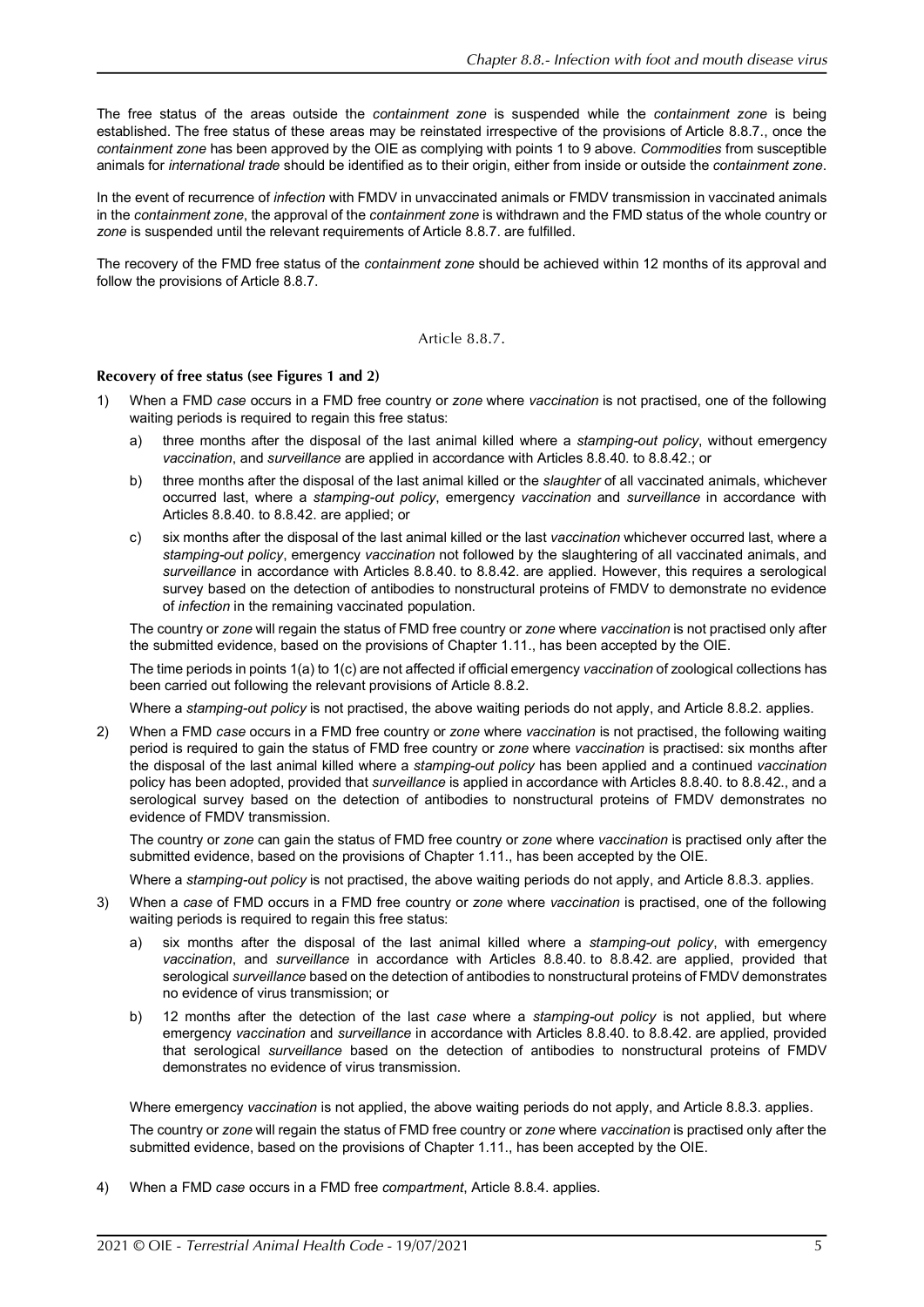The free status of the areas outside the *containment zone* is suspended while the *containment zone* is being established. The free status of these areas may be reinstated irrespective of the provisions of Article 8.8.7., once the *containment zone* has been approved by the OIE as complying with points 1 to 9 above. *Commodities* from susceptible animals for *international trade* should be identified as to their origin, either from inside or outside the *containment zone*.

In the event of recurrence of *infection* with FMDV in unvaccinated animals or FMDV transmission in vaccinated animals in the *containment zone*, the approval of the *containment zone* is withdrawn and the FMD status of the whole country or *zone* is suspended until the relevant requirements of Article 8.8.7. are fulfilled.

The recovery of the FMD free status of the *containment zone* should be achieved within 12 months of its approval and follow the provisions of Article 8.8.7.

## Article 8.8.7.

**Recovery of free status (see Figures 1 and 2)**

1) When a FMD *case* occurs in a FMD free country or *zone* where *vaccination* is not practised, one of the following waiting periods is required to regain this free status:

   a) three months after the disposal of the last animal killed where a *stamping-out policy*, without emergency *vaccination*, and *surveillance* are applied in accordance with Articles 8.8.40. to 8.8.42.; or

   b) three months after the disposal of the last animal killed or the *slaughter* of all vaccinated animals, whichever occurred last, where a *stamping-out policy*, emergency *vaccination* and *surveillance* in accordance with Articles 8.8.40. to 8.8.42. are applied; or

   c) six months after the disposal of the last animal killed or the last *vaccination* whichever occurred last, where a *stamping-out policy*, emergency *vaccination* not followed by the slaughtering of all vaccinated animals, and *surveillance* in accordance with Articles 8.8.40. to 8.8.42. are applied. However, this requires a serological survey based on the detection of antibodies to nonstructural proteins of FMDV to demonstrate no evidence of *infection* in the remaining vaccinated population.

   The country or *zone* will regain the status of FMD free country or *zone* where *vaccination* is not practised only after the submitted evidence, based on the provisions of Chapter 1.11., has been accepted by the OIE.

   The time periods in points 1(a) to 1(c) are not affected if official emergency *vaccination* of zoological collections has been carried out following the relevant provisions of Article 8.8.2.

   Where a *stamping-out policy* is not practised, the above waiting periods do not apply, and Article 8.8.2. applies.

2) When a FMD *case* occurs in a FMD free country or *zone* where *vaccination* is not practised, the following waiting period is required to gain the status of FMD free country or *zone* where *vaccination* is practised: six months after the disposal of the last animal killed where a *stamping-out policy* has been applied and a continued *vaccination* policy has been adopted, provided that *surveillance* is applied in accordance with Articles 8.8.40. to 8.8.42., and a serological survey based on the detection of antibodies to nonstructural proteins of FMDV demonstrates no evidence of FMDV transmission.

   The country or *zone* can gain the status of FMD free country or *zone* where *vaccination* is practised only after the submitted evidence, based on the provisions of Chapter 1.11., has been accepted by the OIE.

   Where a *stamping-out policy* is not practised, the above waiting periods do not apply, and Article 8.8.3. applies.

3) When a *case* of FMD occurs in a FMD free country or *zone* where *vaccination* is practised, one of the following waiting periods is required to regain this free status:

   a) six months after the disposal of the last animal killed where a *stamping-out policy*, with emergency *vaccination*, and *surveillance* in accordance with Articles 8.8.40. to 8.8.42. are applied, provided that serological *surveillance* based on the detection of antibodies to nonstructural proteins of FMDV demonstrates no evidence of virus transmission; or

   b) 12 months after the detection of the last *case* where a *stamping-out policy* is not applied, but where emergency *vaccination* and *surveillance* in accordance with Articles 8.8.40. to 8.8.42. are applied, provided that serological *surveillance* based on the detection of antibodies to nonstructural proteins of FMDV demonstrates no evidence of virus transmission.

   Where emergency *vaccination* is not applied, the above waiting periods do not apply, and Article 8.8.3. applies.

   The country or *zone* will regain the status of FMD free country or *zone* where *vaccination* is practised only after the submitted evidence, based on the provisions of Chapter 1.11., has been accepted by the OIE.

4) When a FMD *case* occurs in a FMD free *compartment*, Article 8.8.4. applies.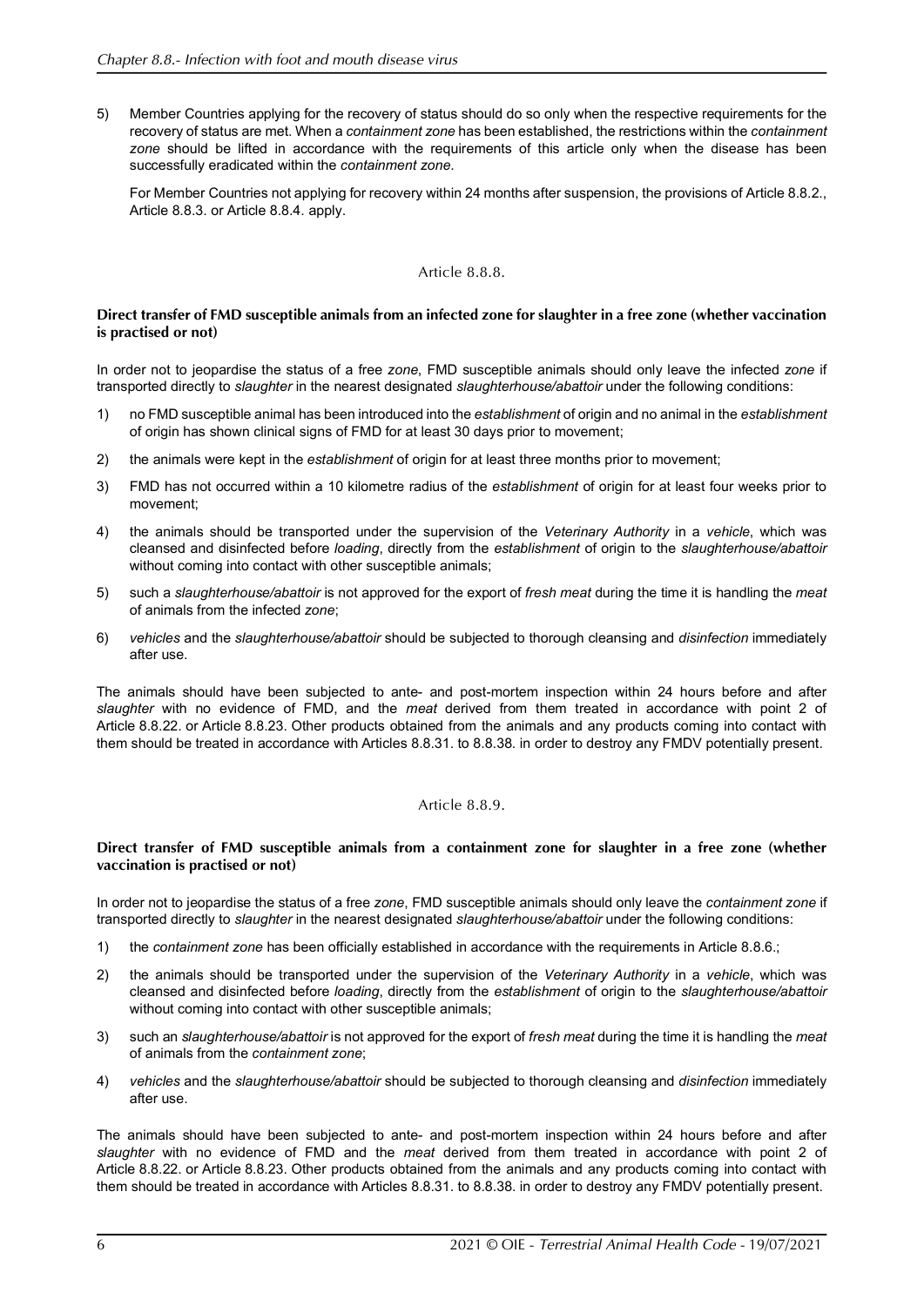5) Member Countries applying for the recovery of status should do so only when the respective requirements for the recovery of status are met. When a *containment zone* has been established, the restrictions within the *containment zone* should be lifted in accordance with the requirements of this article only when the disease has been successfully eradicated within the *containment zone*.

   For Member Countries not applying for recovery within 24 months after suspension, the provisions of Article 8.8.2., Article 8.8.3. or Article 8.8.4. apply.

## Article 8.8.8.

### Direct transfer of FMD susceptible animals from an infected zone for slaughter in a free zone (whether vaccination is practised or not)

In order not to jeopardise the status of a free *zone*, FMD susceptible animals should only leave the infected *zone* if transported directly to *slaughter* in the nearest designated *slaughterhouse/abattoir* under the following conditions:

1) no FMD susceptible animal has been introduced into the *establishment* of origin and no animal in the *establishment* of origin has shown clinical signs of FMD for at least 30 days prior to movement;
2) the animals were kept in the *establishment* of origin for at least three months prior to movement;
3) FMD has not occurred within a 10 kilometre radius of the *establishment* of origin for at least four weeks prior to movement;
4) the animals should be transported under the supervision of the *Veterinary Authority* in a *vehicle*, which was cleansed and disinfected before *loading*, directly from the *establishment* of origin to the *slaughterhouse/abattoir* without coming into contact with other susceptible animals;
5) such a *slaughterhouse/abattoir* is not approved for the export of *fresh meat* during the time it is handling the *meat* of animals from the infected *zone*;
6) *vehicles* and the *slaughterhouse/abattoir* should be subjected to thorough cleansing and *disinfection* immediately after use.

The animals should have been subjected to ante- and post-mortem inspection within 24 hours before and after *slaughter* with no evidence of FMD, and the *meat* derived from them treated in accordance with point 2 of Article 8.8.22. or Article 8.8.23. Other products obtained from the animals and any products coming into contact with them should be treated in accordance with Articles 8.8.31. to 8.8.38. in order to destroy any FMDV potentially present.

## Article 8.8.9.

### Direct transfer of FMD susceptible animals from a containment zone for slaughter in a free zone (whether vaccination is practised or not)

In order not to jeopardise the status of a free *zone*, FMD susceptible animals should only leave the *containment zone* if transported directly to *slaughter* in the nearest designated *slaughterhouse/abattoir* under the following conditions:

1) the *containment zone* has been officially established in accordance with the requirements in Article 8.8.6.;
2) the animals should be transported under the supervision of the *Veterinary Authority* in a *vehicle*, which was cleansed and disinfected before *loading*, directly from the *establishment* of origin to the *slaughterhouse/abattoir* without coming into contact with other susceptible animals;
3) such an *slaughterhouse/abattoir* is not approved for the export of *fresh meat* during the time it is handling the *meat* of animals from the *containment zone*;
4) *vehicles* and the *slaughterhouse/abattoir* should be subjected to thorough cleansing and *disinfection* immediately after use.

The animals should have been subjected to ante- and post-mortem inspection within 24 hours before and after *slaughter* with no evidence of FMD and the *meat* derived from them treated in accordance with point 2 of Article 8.8.22. or Article 8.8.23. Other products obtained from the animals and any products coming into contact with them should be treated in accordance with Articles 8.8.31. to 8.8.38. in order to destroy any FMDV potentially present.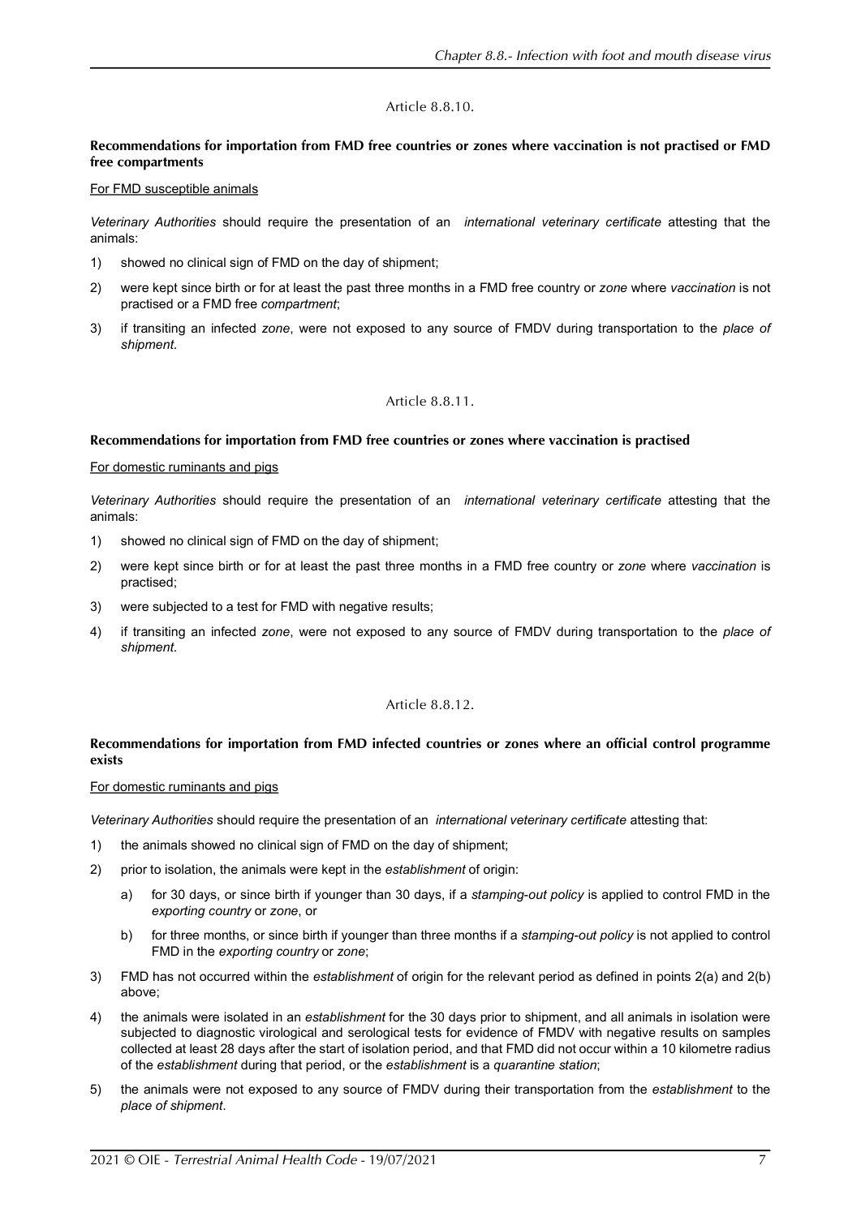Article 8.8.10.

**Recommendations for importation from FMD free countries or zones where vaccination is not practised or FMD free compartments**

For FMD susceptible animals

*Veterinary Authorities* should require the presentation of an *international veterinary certificate* attesting that the animals:

1) showed no clinical sign of FMD on the day of shipment;
2) were kept since birth or for at least the past three months in a FMD free country or *zone* where *vaccination* is not practised or a FMD free *compartment*;
3) if transiting an infected *zone*, were not exposed to any source of FMDV during transportation to the *place of shipment*.

Article 8.8.11.

**Recommendations for importation from FMD free countries or zones where vaccination is practised**

For domestic ruminants and pigs

*Veterinary Authorities* should require the presentation of an *international veterinary certificate* attesting that the animals:

1) showed no clinical sign of FMD on the day of shipment;
2) were kept since birth or for at least the past three months in a FMD free country or *zone* where *vaccination* is practised;
3) were subjected to a test for FMD with negative results;
4) if transiting an infected *zone*, were not exposed to any source of FMDV during transportation to the *place of shipment*.

Article 8.8.12.

**Recommendations for importation from FMD infected countries or zones where an official control programme exists**

For domestic ruminants and pigs

*Veterinary Authorities* should require the presentation of an *international veterinary certificate* attesting that:

1) the animals showed no clinical sign of FMD on the day of shipment;
2) prior to isolation, the animals were kept in the *establishment* of origin:
   a) for 30 days, or since birth if younger than 30 days, if a *stamping-out policy* is applied to control FMD in the *exporting country* or *zone*, or
   b) for three months, or since birth if younger than three months if a *stamping-out policy* is not applied to control FMD in the *exporting country* or *zone*;
3) FMD has not occurred within the *establishment* of origin for the relevant period as defined in points 2(a) and 2(b) above;
4) the animals were isolated in an *establishment* for the 30 days prior to shipment, and all animals in isolation were subjected to diagnostic virological and serological tests for evidence of FMDV with negative results on samples collected at least 28 days after the start of isolation period, and that FMD did not occur within a 10 kilometre radius of the *establishment* during that period, or the *establishment* is a *quarantine station*;
5) the animals were not exposed to any source of FMDV during their transportation from the *establishment* to the *place of shipment*.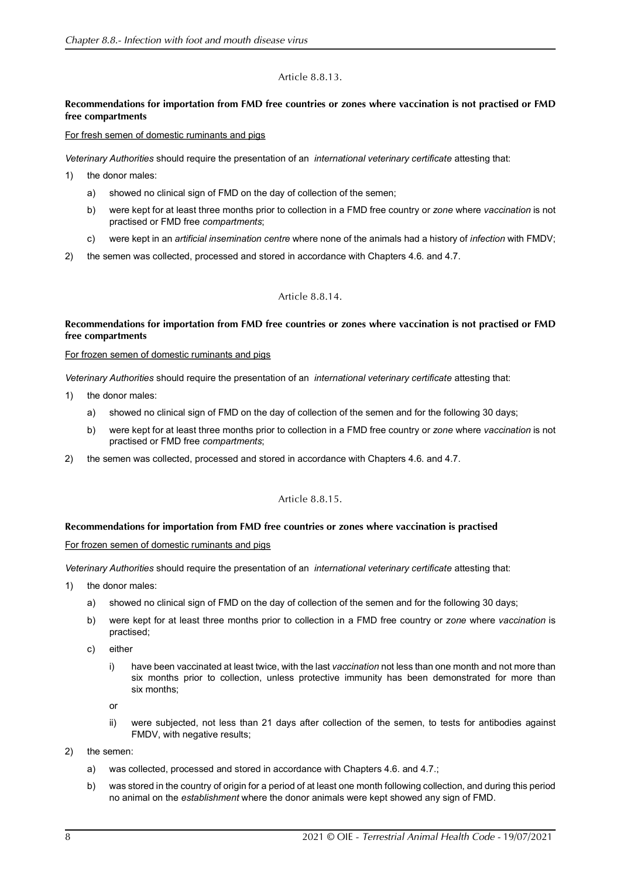Article 8.8.13.

**Recommendations for importation from FMD free countries or zones where vaccination is not practised or FMD free compartments**

For fresh semen of domestic ruminants and pigs

*Veterinary Authorities* should require the presentation of an *international veterinary certificate* attesting that:

1) the donor males:
   a) showed no clinical sign of FMD on the day of collection of the semen;
   b) were kept for at least three months prior to collection in a FMD free country or *zone* where *vaccination* is not practised or FMD free *compartments*;
   c) were kept in an *artificial insemination centre* where none of the animals had a history of *infection* with FMDV;
2) the semen was collected, processed and stored in accordance with Chapters 4.6. and 4.7.

Article 8.8.14.

**Recommendations for importation from FMD free countries or zones where vaccination is not practised or FMD free compartments**

For frozen semen of domestic ruminants and pigs

*Veterinary Authorities* should require the presentation of an *international veterinary certificate* attesting that:

1) the donor males:
   a) showed no clinical sign of FMD on the day of collection of the semen and for the following 30 days;
   b) were kept for at least three months prior to collection in a FMD free country or *zone* where *vaccination* is not practised or FMD free *compartments*;
2) the semen was collected, processed and stored in accordance with Chapters 4.6. and 4.7.

Article 8.8.15.

**Recommendations for importation from FMD free countries or zones where vaccination is practised**

For frozen semen of domestic ruminants and pigs

*Veterinary Authorities* should require the presentation of an *international veterinary certificate* attesting that:

1) the donor males:
   a) showed no clinical sign of FMD on the day of collection of the semen and for the following 30 days;
   b) were kept for at least three months prior to collection in a FMD free country or *zone* where *vaccination* is practised;
   c) either
      i) have been vaccinated at least twice, with the last *vaccination* not less than one month and not more than six months prior to collection, unless protective immunity has been demonstrated for more than six months;

      or

      ii) were subjected, not less than 21 days after collection of the semen, to tests for antibodies against FMDV, with negative results;
2) the semen:
   a) was collected, processed and stored in accordance with Chapters 4.6. and 4.7.;
   b) was stored in the country of origin for a period of at least one month following collection, and during this period no animal on the *establishment* where the donor animals were kept showed any sign of FMD.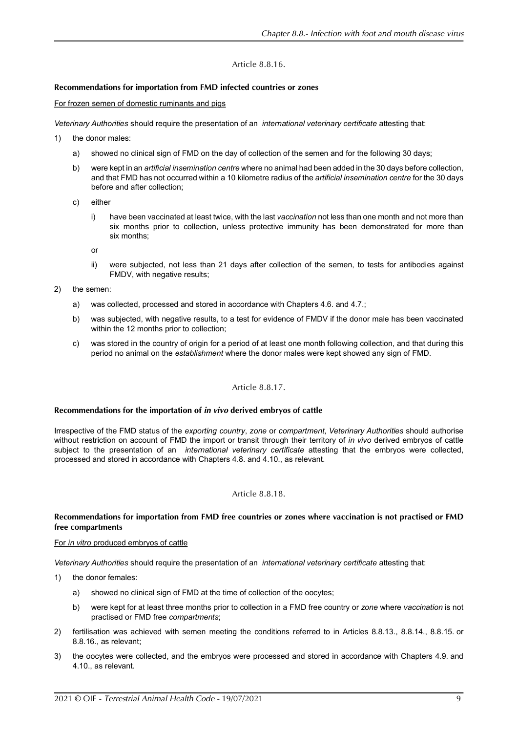Article 8.8.16.

**Recommendations for importation from FMD infected countries or zones**

For frozen semen of domestic ruminants and pigs

*Veterinary Authorities* should require the presentation of an *international veterinary certificate* attesting that:

1) the donor males:

   a) showed no clinical sign of FMD on the day of collection of the semen and for the following 30 days;

   b) were kept in an *artificial insemination centre* where no animal had been added in the 30 days before collection, and that FMD has not occurred within a 10 kilometre radius of the *artificial insemination centre* for the 30 days before and after collection;

   c) either

      i) have been vaccinated at least twice, with the last *vaccination* not less than one month and not more than six months prior to collection, unless protective immunity has been demonstrated for more than six months;

      or

      ii) were subjected, not less than 21 days after collection of the semen, to tests for antibodies against FMDV, with negative results;

2) the semen:

   a) was collected, processed and stored in accordance with Chapters 4.6. and 4.7.;

   b) was subjected, with negative results, to a test for evidence of FMDV if the donor male has been vaccinated within the 12 months prior to collection;

   c) was stored in the country of origin for a period of at least one month following collection, and that during this period no animal on the *establishment* where the donor males were kept showed any sign of FMD.

Article 8.8.17.

**Recommendations for the importation of *in vivo* derived embryos of cattle**

Irrespective of the FMD status of the *exporting country*, *zone* or *compartment*, *Veterinary Authorities* should authorise without restriction on account of FMD the import or transit through their territory of *in vivo* derived embryos of cattle subject to the presentation of an *international veterinary certificate* attesting that the embryos were collected, processed and stored in accordance with Chapters 4.8. and 4.10., as relevant.

Article 8.8.18.

**Recommendations for importation from FMD free countries or zones where vaccination is not practised or FMD free compartments**

For *in vitro* produced embryos of cattle

*Veterinary Authorities* should require the presentation of an *international veterinary certificate* attesting that:

1) the donor females:

   a) showed no clinical sign of FMD at the time of collection of the oocytes;

   b) were kept for at least three months prior to collection in a FMD free country or *zone* where *vaccination* is not practised or FMD free *compartments*;

2) fertilisation was achieved with semen meeting the conditions referred to in Articles 8.8.13., 8.8.14., 8.8.15. or 8.8.16., as relevant;

3) the oocytes were collected, and the embryos were processed and stored in accordance with Chapters 4.9. and 4.10., as relevant.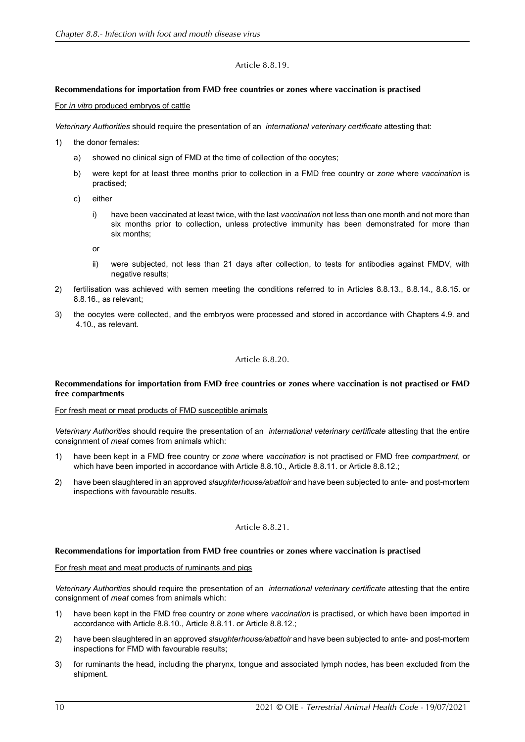Article 8.8.19.

**Recommendations for importation from FMD free countries or zones where vaccination is practised**

For *in vitro* produced embryos of cattle

*Veterinary Authorities* should require the presentation of an *international veterinary certificate* attesting that:

1) the donor females:

   a) showed no clinical sign of FMD at the time of collection of the oocytes;

   b) were kept for at least three months prior to collection in a FMD free country or *zone* where *vaccination* is practised;

   c) either

      i) have been vaccinated at least twice, with the last *vaccination* not less than one month and not more than six months prior to collection, unless protective immunity has been demonstrated for more than six months;

      or

      ii) were subjected, not less than 21 days after collection, to tests for antibodies against FMDV, with negative results;

2) fertilisation was achieved with semen meeting the conditions referred to in Articles 8.8.13., 8.8.14., 8.8.15. or 8.8.16., as relevant;

3) the oocytes were collected, and the embryos were processed and stored in accordance with Chapters 4.9. and 4.10., as relevant.

Article 8.8.20.

**Recommendations for importation from FMD free countries or zones where vaccination is not practised or FMD free compartments**

For fresh meat or meat products of FMD susceptible animals

*Veterinary Authorities* should require the presentation of an *international veterinary certificate* attesting that the entire consignment of *meat* comes from animals which:

1) have been kept in a FMD free country or *zone* where *vaccination* is not practised or FMD free *compartment*, or which have been imported in accordance with Article 8.8.10., Article 8.8.11. or Article 8.8.12.;

2) have been slaughtered in an approved *slaughterhouse/abattoir* and have been subjected to ante- and post-mortem inspections with favourable results.

Article 8.8.21.

**Recommendations for importation from FMD free countries or zones where vaccination is practised**

For fresh meat and meat products of ruminants and pigs

*Veterinary Authorities* should require the presentation of an *international veterinary certificate* attesting that the entire consignment of *meat* comes from animals which:

1) have been kept in the FMD free country or *zone* where *vaccination* is practised, or which have been imported in accordance with Article 8.8.10., Article 8.8.11. or Article 8.8.12.;

2) have been slaughtered in an approved *slaughterhouse/abattoir* and have been subjected to ante- and post-mortem inspections for FMD with favourable results;

3) for ruminants the head, including the pharynx, tongue and associated lymph nodes, has been excluded from the shipment.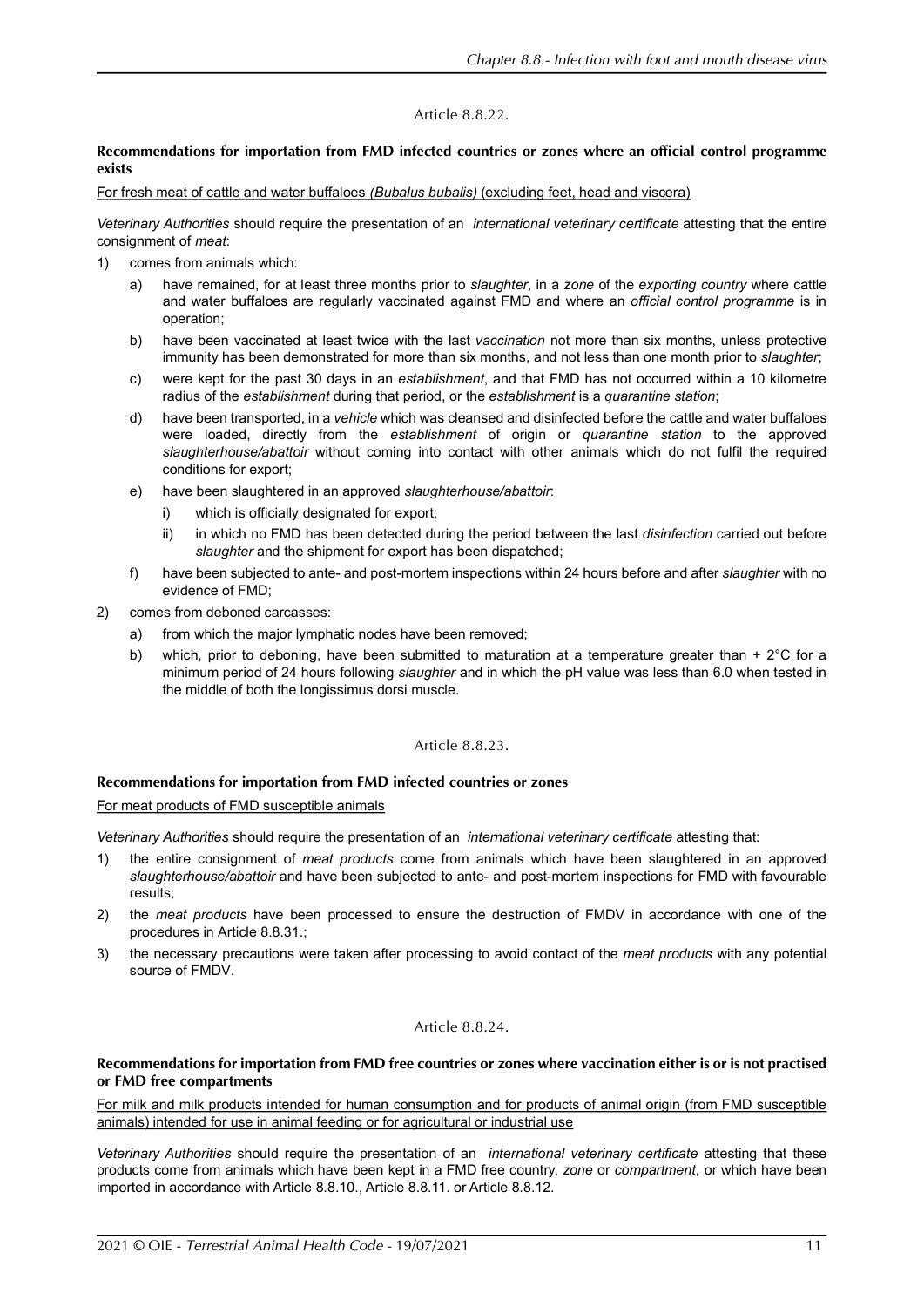### Article 8.8.22.

**Recommendations for importation from FMD infected countries or zones where an official control programme exists**

For fresh meat of cattle and water buffaloes *(Bubalus bubalis)* (excluding feet, head and viscera)

*Veterinary Authorities* should require the presentation of an *international veterinary certificate* attesting that the entire consignment of *meat*:

1) comes from animals which:
   a) have remained, for at least three months prior to *slaughter*, in a *zone* of the *exporting country* where cattle and water buffaloes are regularly vaccinated against FMD and where an *official control programme* is in operation;
   b) have been vaccinated at least twice with the last *vaccination* not more than six months, unless protective immunity has been demonstrated for more than six months, and not less than one month prior to *slaughter*;
   c) were kept for the past 30 days in an *establishment*, and that FMD has not occurred within a 10 kilometre radius of the *establishment* during that period, or the *establishment* is a *quarantine station*;
   d) have been transported, in a *vehicle* which was cleansed and disinfected before the cattle and water buffaloes were loaded, directly from the *establishment* of origin or *quarantine station* to the approved *slaughterhouse/abattoir* without coming into contact with other animals which do not fulfil the required conditions for export;
   e) have been slaughtered in an approved *slaughterhouse/abattoir*:
      i) which is officially designated for export;
      ii) in which no FMD has been detected during the period between the last *disinfection* carried out before *slaughter* and the shipment for export has been dispatched;
   f) have been subjected to ante- and post-mortem inspections within 24 hours before and after *slaughter* with no evidence of FMD;
2) comes from deboned carcasses:
   a) from which the major lymphatic nodes have been removed;
   b) which, prior to deboning, have been submitted to maturation at a temperature greater than + 2°C for a minimum period of 24 hours following *slaughter* and in which the pH value was less than 6.0 when tested in the middle of both the longissimus dorsi muscle.

### Article 8.8.23.

**Recommendations for importation from FMD infected countries or zones**

For meat products of FMD susceptible animals

*Veterinary Authorities* should require the presentation of an *international veterinary certificate* attesting that:

1) the entire consignment of *meat products* come from animals which have been slaughtered in an approved *slaughterhouse/abattoir* and have been subjected to ante- and post-mortem inspections for FMD with favourable results;
2) the *meat products* have been processed to ensure the destruction of FMDV in accordance with one of the procedures in Article 8.8.31.;
3) the necessary precautions were taken after processing to avoid contact of the *meat products* with any potential source of FMDV.

### Article 8.8.24.

**Recommendations for importation from FMD free countries or zones where vaccination either is or is not practised or FMD free compartments**

For milk and milk products intended for human consumption and for products of animal origin (from FMD susceptible animals) intended for use in animal feeding or for agricultural or industrial use

*Veterinary Authorities* should require the presentation of an *international veterinary certificate* attesting that these products come from animals which have been kept in a FMD free country, *zone* or *compartment*, or which have been imported in accordance with Article 8.8.10., Article 8.8.11. or Article 8.8.12.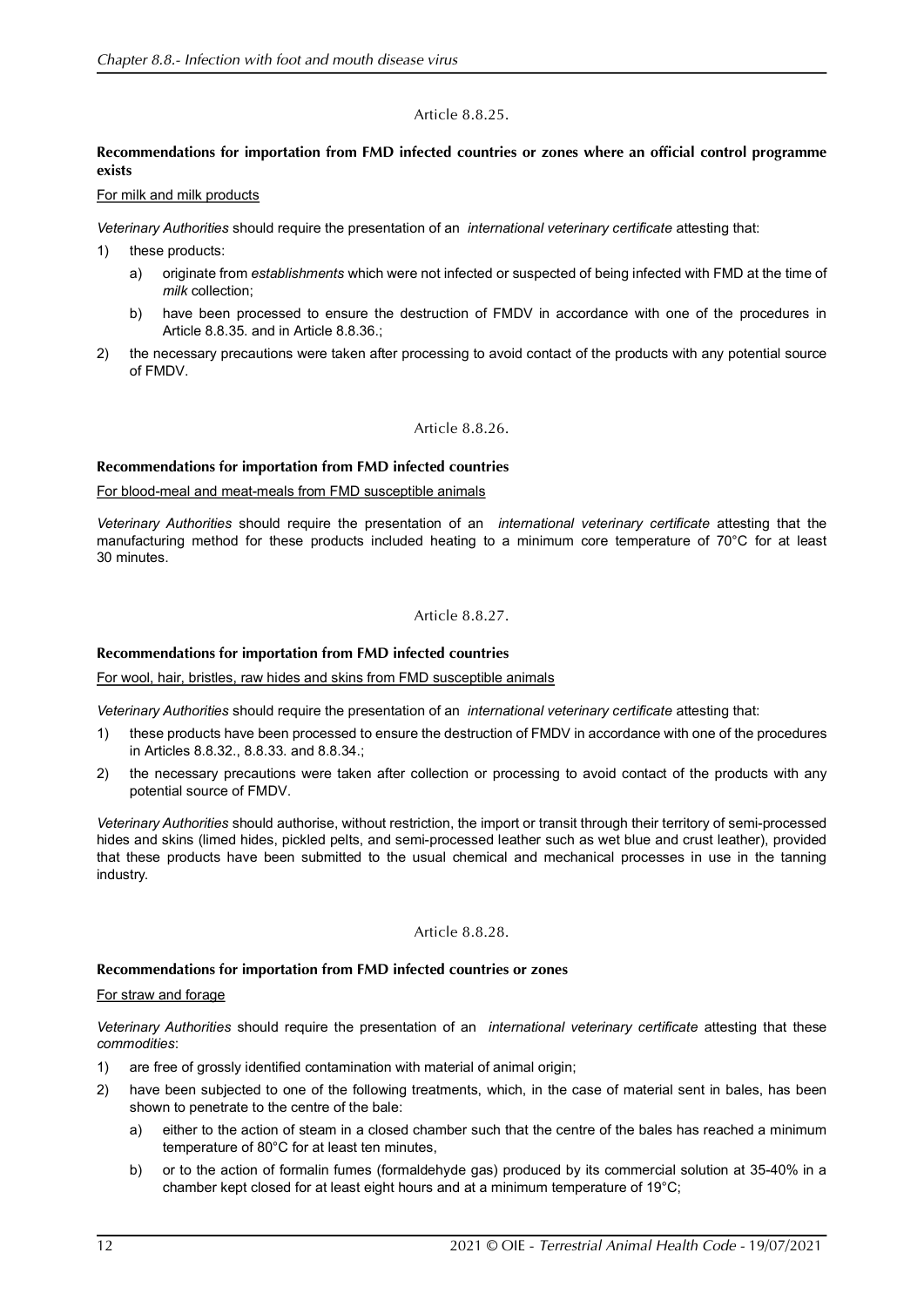### Article 8.8.25.

**Recommendations for importation from FMD infected countries or zones where an official control programme exists**

For milk and milk products

*Veterinary Authorities* should require the presentation of an *international veterinary certificate* attesting that:

1) these products:
   a) originate from *establishments* which were not infected or suspected of being infected with FMD at the time of *milk* collection;
   b) have been processed to ensure the destruction of FMDV in accordance with one of the procedures in Article 8.8.35. and in Article 8.8.36.;
2) the necessary precautions were taken after processing to avoid contact of the products with any potential source of FMDV.

### Article 8.8.26.

**Recommendations for importation from FMD infected countries**

For blood-meal and meat-meals from FMD susceptible animals

*Veterinary Authorities* should require the presentation of an *international veterinary certificate* attesting that the manufacturing method for these products included heating to a minimum core temperature of 70°C for at least 30 minutes.

### Article 8.8.27.

**Recommendations for importation from FMD infected countries**

For wool, hair, bristles, raw hides and skins from FMD susceptible animals

*Veterinary Authorities* should require the presentation of an *international veterinary certificate* attesting that:

1) these products have been processed to ensure the destruction of FMDV in accordance with one of the procedures in Articles 8.8.32., 8.8.33. and 8.8.34.;
2) the necessary precautions were taken after collection or processing to avoid contact of the products with any potential source of FMDV.

*Veterinary Authorities* should authorise, without restriction, the import or transit through their territory of semi-processed hides and skins (limed hides, pickled pelts, and semi-processed leather such as wet blue and crust leather), provided that these products have been submitted to the usual chemical and mechanical processes in use in the tanning industry.

### Article 8.8.28.

**Recommendations for importation from FMD infected countries or zones**

For straw and forage

*Veterinary Authorities* should require the presentation of an *international veterinary certificate* attesting that these *commodities*:

1) are free of grossly identified contamination with material of animal origin;
2) have been subjected to one of the following treatments, which, in the case of material sent in bales, has been shown to penetrate to the centre of the bale:
   a) either to the action of steam in a closed chamber such that the centre of the bales has reached a minimum temperature of 80°C for at least ten minutes,
   b) or to the action of formalin fumes (formaldehyde gas) produced by its commercial solution at 35-40% in a chamber kept closed for at least eight hours and at a minimum temperature of 19°C;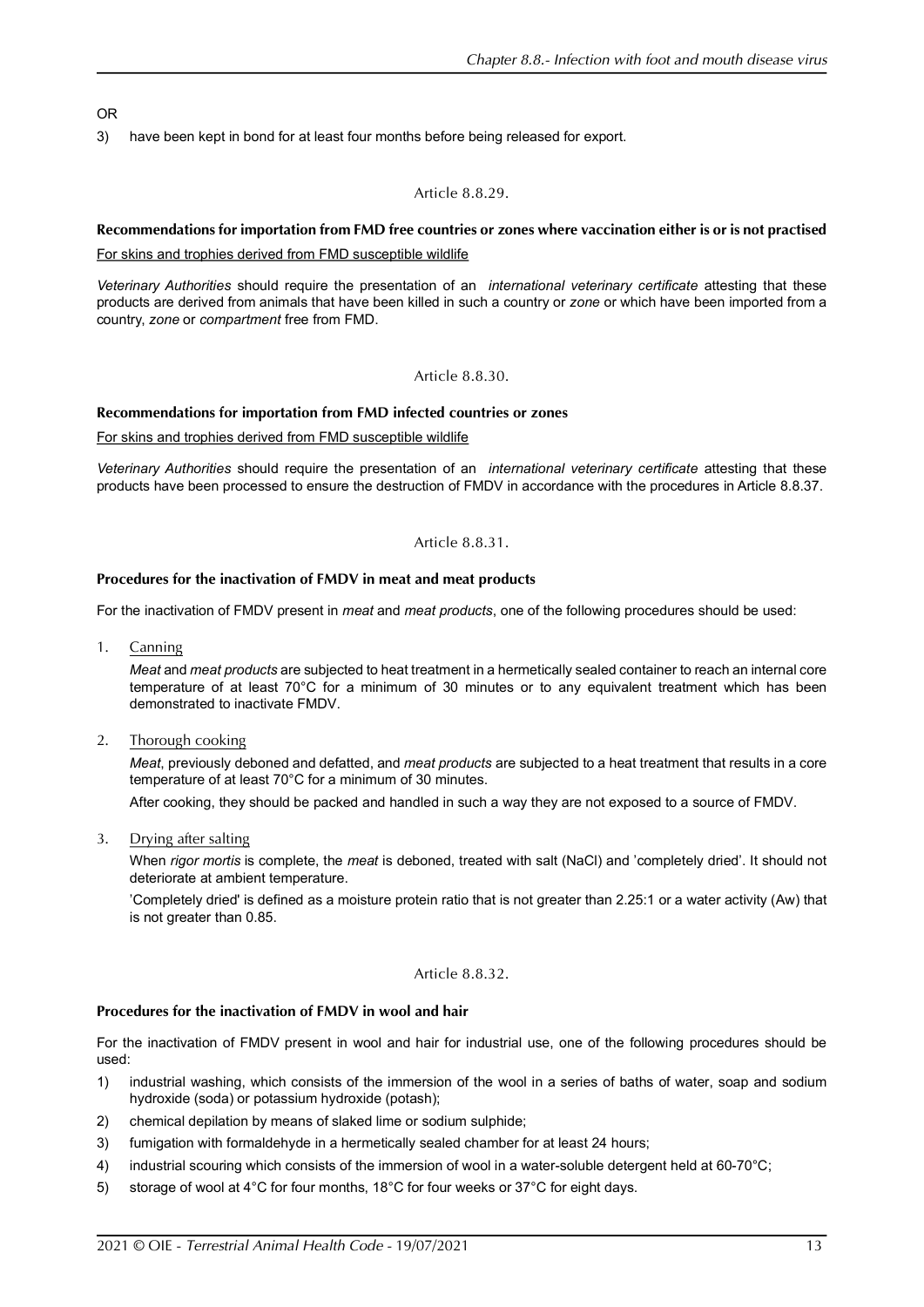OR

3) have been kept in bond for at least four months before being released for export.

Article 8.8.29.

**Recommendations for importation from FMD free countries or zones where vaccination either is or is not practised**

For skins and trophies derived from FMD susceptible wildlife

*Veterinary Authorities* should require the presentation of an *international veterinary certificate* attesting that these products are derived from animals that have been killed in such a country or *zone* or which have been imported from a country, *zone* or *compartment* free from FMD.

Article 8.8.30.

**Recommendations for importation from FMD infected countries or zones**

For skins and trophies derived from FMD susceptible wildlife

*Veterinary Authorities* should require the presentation of an *international veterinary certificate* attesting that these products have been processed to ensure the destruction of FMDV in accordance with the procedures in Article 8.8.37.

Article 8.8.31.

**Procedures for the inactivation of FMDV in meat and meat products**

For the inactivation of FMDV present in *meat* and *meat products*, one of the following procedures should be used:

1. Canning

   *Meat* and *meat products* are subjected to heat treatment in a hermetically sealed container to reach an internal core temperature of at least 70°C for a minimum of 30 minutes or to any equivalent treatment which has been demonstrated to inactivate FMDV.

2. Thorough cooking

   *Meat*, previously deboned and defatted, and *meat products* are subjected to a heat treatment that results in a core temperature of at least 70°C for a minimum of 30 minutes.

   After cooking, they should be packed and handled in such a way they are not exposed to a source of FMDV.

3. Drying after salting

   When *rigor mortis* is complete, the *meat* is deboned, treated with salt (NaCl) and 'completely dried'. It should not deteriorate at ambient temperature.

   'Completely dried' is defined as a moisture protein ratio that is not greater than 2.25:1 or a water activity (Aw) that is not greater than 0.85.

Article 8.8.32.

**Procedures for the inactivation of FMDV in wool and hair**

For the inactivation of FMDV present in wool and hair for industrial use, one of the following procedures should be used:

1) industrial washing, which consists of the immersion of the wool in a series of baths of water, soap and sodium hydroxide (soda) or potassium hydroxide (potash);
2) chemical depilation by means of slaked lime or sodium sulphide;
3) fumigation with formaldehyde in a hermetically sealed chamber for at least 24 hours;
4) industrial scouring which consists of the immersion of wool in a water-soluble detergent held at 60-70°C;
5) storage of wool at 4°C for four months, 18°C for four weeks or 37°C for eight days.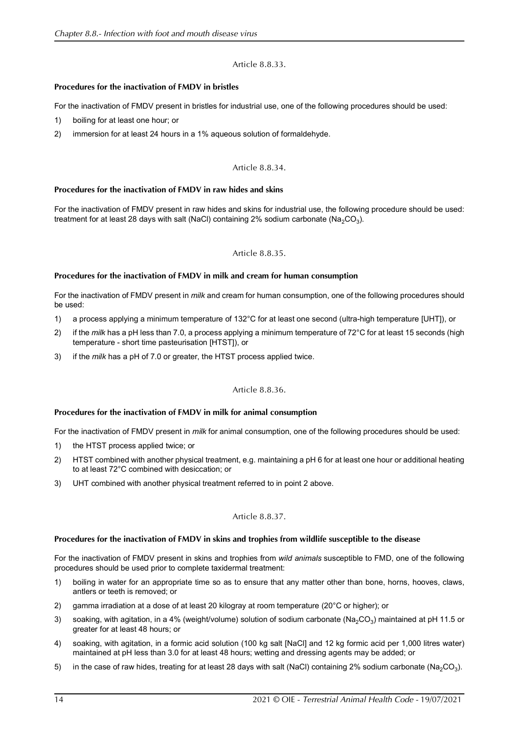Article 8.8.33.

**Procedures for the inactivation of FMDV in bristles**

For the inactivation of FMDV present in bristles for industrial use, one of the following procedures should be used:

1) boiling for at least one hour; or
2) immersion for at least 24 hours in a 1% aqueous solution of formaldehyde.

Article 8.8.34.

**Procedures for the inactivation of FMDV in raw hides and skins**

For the inactivation of FMDV present in raw hides and skins for industrial use, the following procedure should be used: treatment for at least 28 days with salt (NaCl) containing 2% sodium carbonate ($Na_2CO_3$).

Article 8.8.35.

**Procedures for the inactivation of FMDV in milk and cream for human consumption**

For the inactivation of FMDV present in *milk* and cream for human consumption, one of the following procedures should be used:

1) a process applying a minimum temperature of 132°C for at least one second (ultra-high temperature [UHT]), or
2) if the *milk* has a pH less than 7.0, a process applying a minimum temperature of 72°C for at least 15 seconds (high temperature - short time pasteurisation [HTST]), or
3) if the *milk* has a pH of 7.0 or greater, the HTST process applied twice.

Article 8.8.36.

**Procedures for the inactivation of FMDV in milk for animal consumption**

For the inactivation of FMDV present in *milk* for animal consumption, one of the following procedures should be used:

1) the HTST process applied twice; or
2) HTST combined with another physical treatment, e.g. maintaining a pH 6 for at least one hour or additional heating to at least 72°C combined with desiccation; or
3) UHT combined with another physical treatment referred to in point 2 above.

Article 8.8.37.

**Procedures for the inactivation of FMDV in skins and trophies from wildlife susceptible to the disease**

For the inactivation of FMDV present in skins and trophies from *wild animals* susceptible to FMD, one of the following procedures should be used prior to complete taxidermal treatment:

1) boiling in water for an appropriate time so as to ensure that any matter other than bone, horns, hooves, claws, antlers or teeth is removed; or
2) gamma irradiation at a dose of at least 20 kilogray at room temperature (20°C or higher); or
3) soaking, with agitation, in a 4% (weight/volume) solution of sodium carbonate ($Na_2CO_3$) maintained at pH 11.5 or greater for at least 48 hours; or
4) soaking, with agitation, in a formic acid solution (100 kg salt [NaCl] and 12 kg formic acid per 1,000 litres water) maintained at pH less than 3.0 for at least 48 hours; wetting and dressing agents may be added; or
5) in the case of raw hides, treating for at least 28 days with salt (NaCl) containing 2% sodium carbonate ($Na_2CO_3$).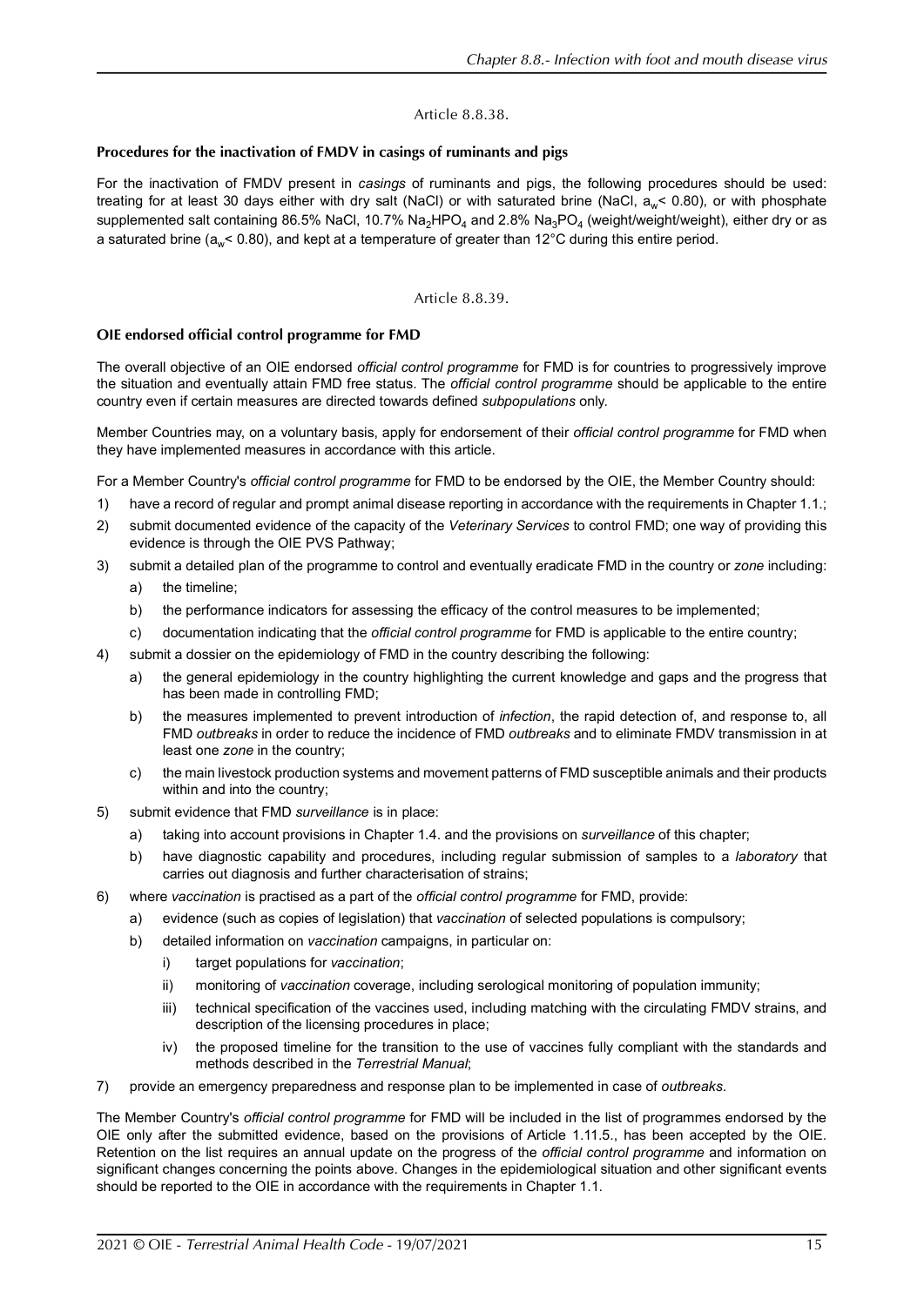Article 8.8.38.

### Procedures for the inactivation of FMDV in casings of ruminants and pigs

For the inactivation of FMDV present in *casings* of ruminants and pigs, the following procedures should be used: treating for at least 30 days either with dry salt (NaCl) or with saturated brine (NaCl, $a_w < 0.80$), or with phosphate supplemented salt containing 86.5% NaCl, 10.7% $Na_2HPO_4$ and 2.8% $Na_3PO_4$ (weight/weight/weight), either dry or as a saturated brine ($a_w < 0.80$), and kept at a temperature of greater than 12°C during this entire period.

Article 8.8.39.

### OIE endorsed official control programme for FMD

The overall objective of an OIE endorsed *official control programme* for FMD is for countries to progressively improve the situation and eventually attain FMD free status. The *official control programme* should be applicable to the entire country even if certain measures are directed towards defined *subpopulations* only.

Member Countries may, on a voluntary basis, apply for endorsement of their *official control programme* for FMD when they have implemented measures in accordance with this article.

For a Member Country's *official control programme* for FMD to be endorsed by the OIE, the Member Country should:

1) have a record of regular and prompt animal disease reporting in accordance with the requirements in Chapter 1.1.;
2) submit documented evidence of the capacity of the *Veterinary Services* to control FMD; one way of providing this evidence is through the OIE PVS Pathway;
3) submit a detailed plan of the programme to control and eventually eradicate FMD in the country or *zone* including:
   a) the timeline;
   b) the performance indicators for assessing the efficacy of the control measures to be implemented;
   c) documentation indicating that the *official control programme* for FMD is applicable to the entire country;
4) submit a dossier on the epidemiology of FMD in the country describing the following:
   a) the general epidemiology in the country highlighting the current knowledge and gaps and the progress that has been made in controlling FMD;
   b) the measures implemented to prevent introduction of *infection*, the rapid detection of, and response to, all FMD *outbreaks* in order to reduce the incidence of FMD *outbreaks* and to eliminate FMDV transmission in at least one *zone* in the country;
   c) the main livestock production systems and movement patterns of FMD susceptible animals and their products within and into the country;
5) submit evidence that FMD *surveillance* is in place:
   a) taking into account provisions in Chapter 1.4. and the provisions on *surveillance* of this chapter;
   b) have diagnostic capability and procedures, including regular submission of samples to a *laboratory* that carries out diagnosis and further characterisation of strains;
6) where *vaccination* is practised as a part of the *official control programme* for FMD, provide:
   a) evidence (such as copies of legislation) that *vaccination* of selected populations is compulsory;
   b) detailed information on *vaccination* campaigns, in particular on:
      i) target populations for *vaccination*;
      ii) monitoring of *vaccination* coverage, including serological monitoring of population immunity;
      iii) technical specification of the vaccines used, including matching with the circulating FMDV strains, and description of the licensing procedures in place;
      iv) the proposed timeline for the transition to the use of vaccines fully compliant with the standards and methods described in the *Terrestrial Manual*;
7) provide an emergency preparedness and response plan to be implemented in case of *outbreaks*.

The Member Country's *official control programme* for FMD will be included in the list of programmes endorsed by the OIE only after the submitted evidence, based on the provisions of Article 1.11.5., has been accepted by the OIE. Retention on the list requires an annual update on the progress of the *official control programme* and information on significant changes concerning the points above. Changes in the epidemiological situation and other significant events should be reported to the OIE in accordance with the requirements in Chapter 1.1.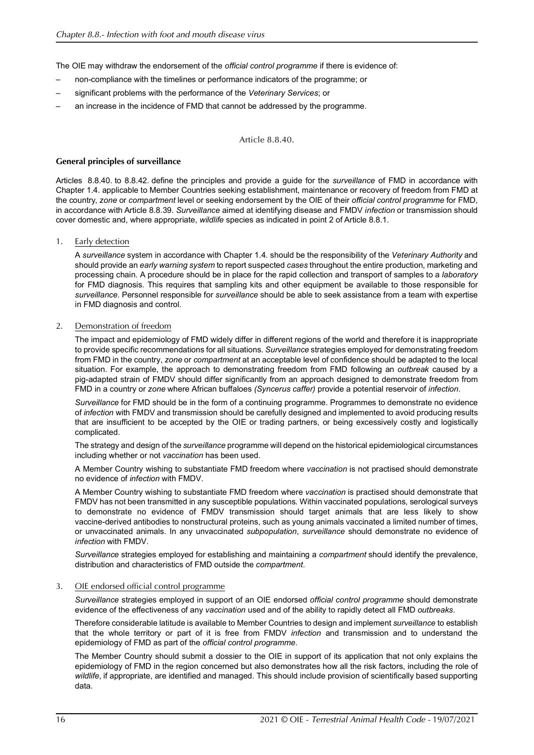The OIE may withdraw the endorsement of the *official control programme* if there is evidence of:

- non-compliance with the timelines or performance indicators of the programme; or
- significant problems with the performance of the *Veterinary Services*; or
- an increase in the incidence of FMD that cannot be addressed by the programme.

Article 8.8.40.

**General principles of surveillance**

Articles 8.8.40. to 8.8.42. define the principles and provide a guide for the *surveillance* of FMD in accordance with Chapter 1.4. applicable to Member Countries seeking establishment, maintenance or recovery of freedom from FMD at the country, *zone* or *compartment* level or seeking endorsement by the OIE of their *official control programme* for FMD, in accordance with Article 8.8.39. *Surveillance* aimed at identifying disease and FMDV *infection* or transmission should cover domestic and, where appropriate, *wildlife* species as indicated in point 2 of Article 8.8.1.

1. Early detection

   A *surveillance* system in accordance with Chapter 1.4. should be the responsibility of the *Veterinary Authority* and should provide an *early warning system* to report suspected *cases* throughout the entire production, marketing and processing chain. A procedure should be in place for the rapid collection and transport of samples to a *laboratory* for FMD diagnosis. This requires that sampling kits and other equipment be available to those responsible for *surveillance*. Personnel responsible for *surveillance* should be able to seek assistance from a team with expertise in FMD diagnosis and control.

2. Demonstration of freedom

   The impact and epidemiology of FMD widely differ in different regions of the world and therefore it is inappropriate to provide specific recommendations for all situations. *Surveillance* strategies employed for demonstrating freedom from FMD in the country, *zone* or *compartment* at an acceptable level of confidence should be adapted to the local situation. For example, the approach to demonstrating freedom from FMD following an *outbreak* caused by a pig-adapted strain of FMDV should differ significantly from an approach designed to demonstrate freedom from FMD in a country or *zone* where African buffaloes *(Syncerus caffer)* provide a potential reservoir of *infection*.

   *Surveillance* for FMD should be in the form of a continuing programme. Programmes to demonstrate no evidence of *infection* with FMDV and transmission should be carefully designed and implemented to avoid producing results that are insufficient to be accepted by the OIE or trading partners, or being excessively costly and logistically complicated.

   The strategy and design of the *surveillance* programme will depend on the historical epidemiological circumstances including whether or not *vaccination* has been used.

   A Member Country wishing to substantiate FMD freedom where *vaccination* is not practised should demonstrate no evidence of *infection* with FMDV.

   A Member Country wishing to substantiate FMD freedom where *vaccination* is practised should demonstrate that FMDV has not been transmitted in any susceptible populations. Within vaccinated populations, serological surveys to demonstrate no evidence of FMDV transmission should target animals that are less likely to show vaccine-derived antibodies to nonstructural proteins, such as young animals vaccinated a limited number of times, or unvaccinated animals. In any unvaccinated *subpopulation*, *surveillance* should demonstrate no evidence of *infection* with FMDV.

   *Surveillance* strategies employed for establishing and maintaining a *compartment* should identify the prevalence, distribution and characteristics of FMD outside the *compartment*.

3. OIE endorsed official control programme

   *Surveillance* strategies employed in support of an OIE endorsed *official control programme* should demonstrate evidence of the effectiveness of any *vaccination* used and of the ability to rapidly detect all FMD *outbreaks*.

   Therefore considerable latitude is available to Member Countries to design and implement *surveillance* to establish that the whole territory or part of it is free from FMDV *infection* and transmission and to understand the epidemiology of FMD as part of the *official control programme*.

   The Member Country should submit a dossier to the OIE in support of its application that not only explains the epidemiology of FMD in the region concerned but also demonstrates how all the risk factors, including the role of *wildlife*, if appropriate, are identified and managed. This should include provision of scientifically based supporting data.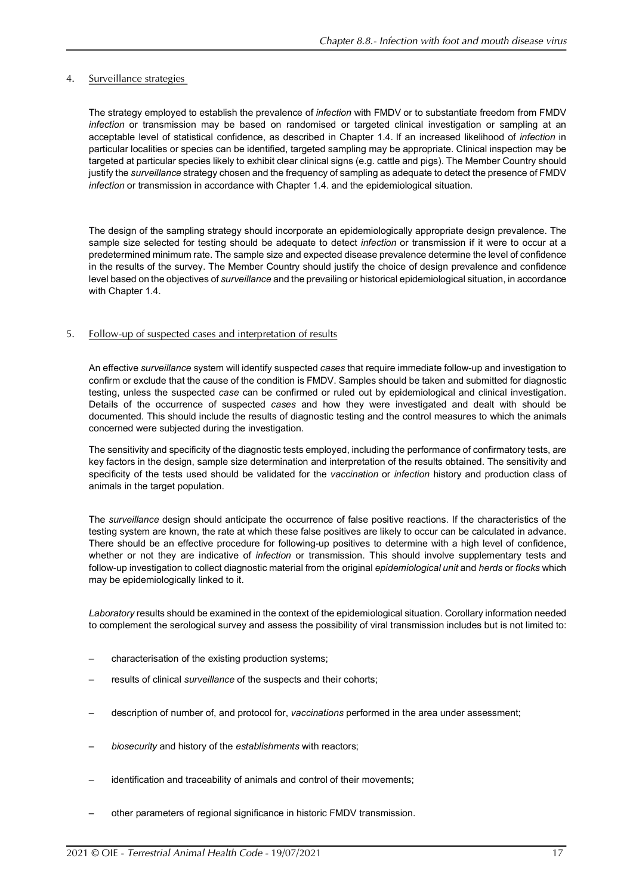## 4. Surveillance strategies

The strategy employed to establish the prevalence of *infection* with FMDV or to substantiate freedom from FMDV *infection* or transmission may be based on randomised or targeted clinical investigation or sampling at an acceptable level of statistical confidence, as described in Chapter 1.4. If an increased likelihood of *infection* in particular localities or species can be identified, targeted sampling may be appropriate. Clinical inspection may be targeted at particular species likely to exhibit clear clinical signs (e.g. cattle and pigs). The Member Country should justify the *surveillance* strategy chosen and the frequency of sampling as adequate to detect the presence of FMDV *infection* or transmission in accordance with Chapter 1.4. and the epidemiological situation.

The design of the sampling strategy should incorporate an epidemiologically appropriate design prevalence. The sample size selected for testing should be adequate to detect *infection* or transmission if it were to occur at a predetermined minimum rate. The sample size and expected disease prevalence determine the level of confidence in the results of the survey. The Member Country should justify the choice of design prevalence and confidence level based on the objectives of *surveillance* and the prevailing or historical epidemiological situation, in accordance with Chapter 1.4.

## 5. Follow-up of suspected cases and interpretation of results

An effective *surveillance* system will identify suspected *cases* that require immediate follow-up and investigation to confirm or exclude that the cause of the condition is FMDV. Samples should be taken and submitted for diagnostic testing, unless the suspected *case* can be confirmed or ruled out by epidemiological and clinical investigation. Details of the occurrence of suspected *cases* and how they were investigated and dealt with should be documented. This should include the results of diagnostic testing and the control measures to which the animals concerned were subjected during the investigation.

The sensitivity and specificity of the diagnostic tests employed, including the performance of confirmatory tests, are key factors in the design, sample size determination and interpretation of the results obtained. The sensitivity and specificity of the tests used should be validated for the *vaccination* or *infection* history and production class of animals in the target population.

The *surveillance* design should anticipate the occurrence of false positive reactions. If the characteristics of the testing system are known, the rate at which these false positives are likely to occur can be calculated in advance. There should be an effective procedure for following-up positives to determine with a high level of confidence, whether or not they are indicative of *infection* or transmission. This should involve supplementary tests and follow-up investigation to collect diagnostic material from the original *epidemiological unit* and *herds* or *flocks* which may be epidemiologically linked to it.

*Laboratory* results should be examined in the context of the epidemiological situation. Corollary information needed to complement the serological survey and assess the possibility of viral transmission includes but is not limited to:

- characterisation of the existing production systems;
- results of clinical *surveillance* of the suspects and their cohorts;
- description of number of, and protocol for, *vaccinations* performed in the area under assessment;
- *biosecurity* and history of the *establishments* with reactors;
- identification and traceability of animals and control of their movements;
- other parameters of regional significance in historic FMDV transmission.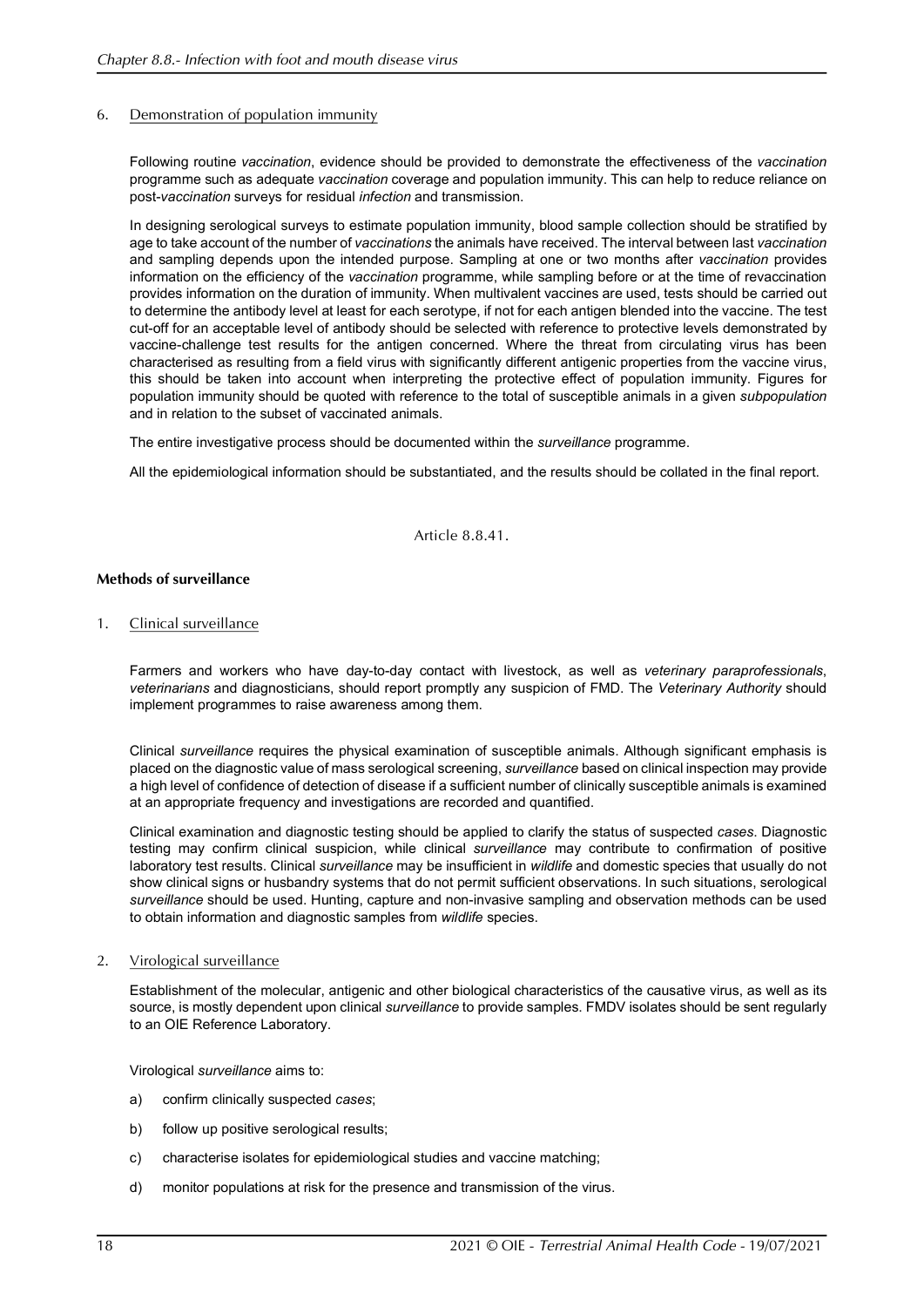6. Demonstration of population immunity

Following routine *vaccination*, evidence should be provided to demonstrate the effectiveness of the *vaccination* programme such as adequate *vaccination* coverage and population immunity. This can help to reduce reliance on post-*vaccination* surveys for residual *infection* and transmission.

In designing serological surveys to estimate population immunity, blood sample collection should be stratified by age to take account of the number of *vaccinations* the animals have received. The interval between last *vaccination* and sampling depends upon the intended purpose. Sampling at one or two months after *vaccination* provides information on the efficiency of the *vaccination* programme, while sampling before or at the time of revaccination provides information on the duration of immunity. When multivalent vaccines are used, tests should be carried out to determine the antibody level at least for each serotype, if not for each antigen blended into the vaccine. The test cut-off for an acceptable level of antibody should be selected with reference to protective levels demonstrated by vaccine-challenge test results for the antigen concerned. Where the threat from circulating virus has been characterised as resulting from a field virus with significantly different antigenic properties from the vaccine virus, this should be taken into account when interpreting the protective effect of population immunity. Figures for population immunity should be quoted with reference to the total of susceptible animals in a given *subpopulation* and in relation to the subset of vaccinated animals.

The entire investigative process should be documented within the *surveillance* programme.

All the epidemiological information should be substantiated, and the results should be collated in the final report.

Article 8.8.41.

**Methods of surveillance**

1. Clinical surveillance

Farmers and workers who have day-to-day contact with livestock, as well as *veterinary paraprofessionals*, *veterinarians* and diagnosticians, should report promptly any suspicion of FMD. The *Veterinary Authority* should implement programmes to raise awareness among them.

Clinical *surveillance* requires the physical examination of susceptible animals. Although significant emphasis is placed on the diagnostic value of mass serological screening, *surveillance* based on clinical inspection may provide a high level of confidence of detection of disease if a sufficient number of clinically susceptible animals is examined at an appropriate frequency and investigations are recorded and quantified.

Clinical examination and diagnostic testing should be applied to clarify the status of suspected *cases*. Diagnostic testing may confirm clinical suspicion, while clinical *surveillance* may contribute to confirmation of positive laboratory test results. Clinical *surveillance* may be insufficient in *wildlife* and domestic species that usually do not show clinical signs or husbandry systems that do not permit sufficient observations. In such situations, serological *surveillance* should be used. Hunting, capture and non-invasive sampling and observation methods can be used to obtain information and diagnostic samples from *wildlife* species.

2. Virological surveillance

Establishment of the molecular, antigenic and other biological characteristics of the causative virus, as well as its source, is mostly dependent upon clinical *surveillance* to provide samples. FMDV isolates should be sent regularly to an OIE Reference Laboratory.

Virological *surveillance* aims to:

a) confirm clinically suspected *cases*;

b) follow up positive serological results;

c) characterise isolates for epidemiological studies and vaccine matching;

d) monitor populations at risk for the presence and transmission of the virus.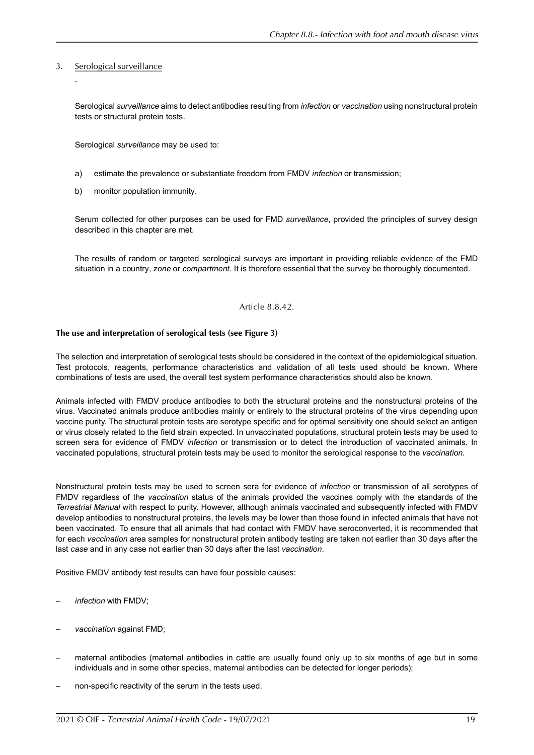3. Serological surveillance

Serological *surveillance* aims to detect antibodies resulting from *infection* or *vaccination* using nonstructural protein tests or structural protein tests.

Serological *surveillance* may be used to:

a) estimate the prevalence or substantiate freedom from FMDV *infection* or transmission;

b) monitor population immunity.

Serum collected for other purposes can be used for FMD *surveillance*, provided the principles of survey design described in this chapter are met.

The results of random or targeted serological surveys are important in providing reliable evidence of the FMD situation in a country, *zone* or *compartment*. It is therefore essential that the survey be thoroughly documented.

Article 8.8.42.

**The use and interpretation of serological tests (see Figure 3)**

The selection and interpretation of serological tests should be considered in the context of the epidemiological situation. Test protocols, reagents, performance characteristics and validation of all tests used should be known. Where combinations of tests are used, the overall test system performance characteristics should also be known.

Animals infected with FMDV produce antibodies to both the structural proteins and the nonstructural proteins of the virus. Vaccinated animals produce antibodies mainly or entirely to the structural proteins of the virus depending upon vaccine purity. The structural protein tests are serotype specific and for optimal sensitivity one should select an antigen or virus closely related to the field strain expected. In unvaccinated populations, structural protein tests may be used to screen sera for evidence of FMDV *infection* or transmission or to detect the introduction of vaccinated animals. In vaccinated populations, structural protein tests may be used to monitor the serological response to the *vaccination*.

Nonstructural protein tests may be used to screen sera for evidence of *infection* or transmission of all serotypes of FMDV regardless of the *vaccination* status of the animals provided the vaccines comply with the standards of the *Terrestrial Manual* with respect to purity. However, although animals vaccinated and subsequently infected with FMDV develop antibodies to nonstructural proteins, the levels may be lower than those found in infected animals that have not been vaccinated. To ensure that all animals that had contact with FMDV have seroconverted, it is recommended that for each *vaccination* area samples for nonstructural protein antibody testing are taken not earlier than 30 days after the last *case* and in any case not earlier than 30 days after the last *vaccination*.

Positive FMDV antibody test results can have four possible causes:

– *infection* with FMDV;

– *vaccination* against FMD;

– maternal antibodies (maternal antibodies in cattle are usually found only up to six months of age but in some individuals and in some other species, maternal antibodies can be detected for longer periods);

– non-specific reactivity of the serum in the tests used.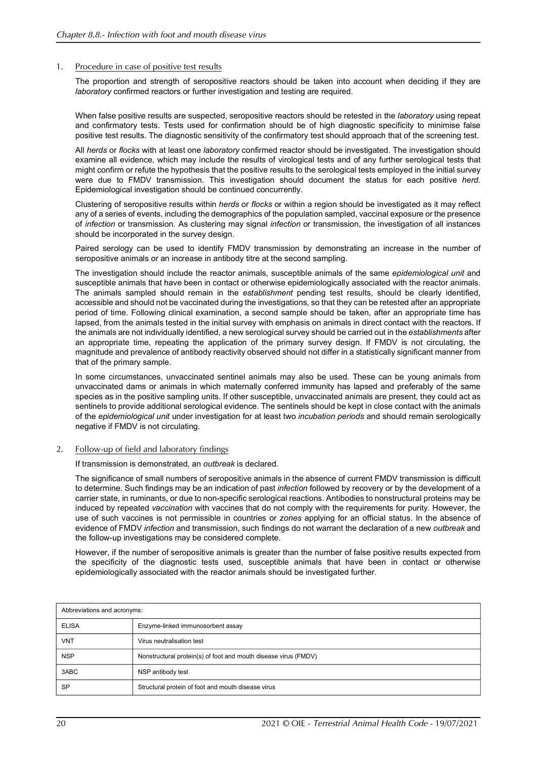1. Procedure in case of positive test results

The proportion and strength of seropositive reactors should be taken into account when deciding if they are *laboratory* confirmed reactors or further investigation and testing are required.

When false positive results are suspected, seropositive reactors should be retested in the *laboratory* using repeat and confirmatory tests. Tests used for confirmation should be of high diagnostic specificity to minimise false positive test results. The diagnostic sensitivity of the confirmatory test should approach that of the screening test.

All *herds* or *flocks* with at least one *laboratory* confirmed reactor should be investigated. The investigation should examine all evidence, which may include the results of virological tests and of any further serological tests that might confirm or refute the hypothesis that the positive results to the serological tests employed in the initial survey were due to FMDV transmission. This investigation should document the status for each positive *herd*. Epidemiological investigation should be continued concurrently.

Clustering of seropositive results within *herds* or *flocks* or within a region should be investigated as it may reflect any of a series of events, including the demographics of the population sampled, vaccinal exposure or the presence of *infection* or transmission. As clustering may signal *infection* or transmission, the investigation of all instances should be incorporated in the survey design.

Paired serology can be used to identify FMDV transmission by demonstrating an increase in the number of seropositive animals or an increase in antibody titre at the second sampling.

The investigation should include the reactor animals, susceptible animals of the same *epidemiological unit* and susceptible animals that have been in contact or otherwise epidemiologically associated with the reactor animals. The animals sampled should remain in the *establishment* pending test results, should be clearly identified, accessible and should not be vaccinated during the investigations, so that they can be retested after an appropriate period of time. Following clinical examination, a second sample should be taken, after an appropriate time has lapsed, from the animals tested in the initial survey with emphasis on animals in direct contact with the reactors. If the animals are not individually identified, a new serological survey should be carried out in the *establishments* after an appropriate time, repeating the application of the primary survey design. If FMDV is not circulating, the magnitude and prevalence of antibody reactivity observed should not differ in a statistically significant manner from that of the primary sample.

In some circumstances, unvaccinated sentinel animals may also be used. These can be young animals from unvaccinated dams or animals in which maternally conferred immunity has lapsed and preferably of the same species as in the positive sampling units. If other susceptible, unvaccinated animals are present, they could act as sentinels to provide additional serological evidence. The sentinels should be kept in close contact with the animals of the *epidemiological unit* under investigation for at least two *incubation periods* and should remain serologically negative if FMDV is not circulating.

2. Follow-up of field and laboratory findings

If transmission is demonstrated, an *outbreak* is declared.

The significance of small numbers of seropositive animals in the absence of current FMDV transmission is difficult to determine. Such findings may be an indication of past *infection* followed by recovery or by the development of a carrier state, in ruminants, or due to non-specific serological reactions. Antibodies to nonstructural proteins may be induced by repeated *vaccination* with vaccines that do not comply with the requirements for purity. However, the use of such vaccines is not permissible in countries or *zones* applying for an official status. In the absence of evidence of FMDV *infection* and transmission, such findings do not warrant the declaration of a new *outbreak* and the follow-up investigations may be considered complete.

However, if the number of seropositive animals is greater than the number of false positive results expected from the specificity of the diagnostic tests used, susceptible animals that have been in contact or otherwise epidemiologically associated with the reactor animals should be investigated further.

| Abbreviations and acronyms: | |
|---|---|
| ELISA | Enzyme-linked immunosorbent assay |
| VNT | Virus neutralisation test |
| NSP | Nonstructural protein(s) of foot and mouth disease virus (FMDV) |
| 3ABC | NSP antibody test |
| SP | Structural protein of foot and mouth disease virus |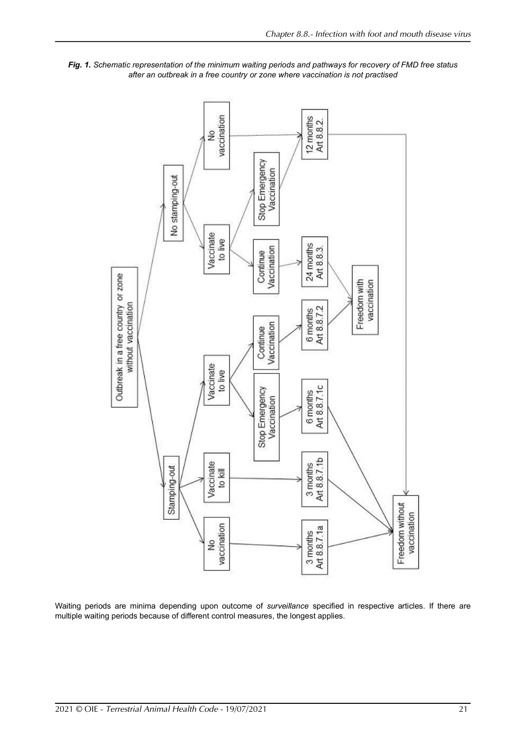***Fig. 1.*** *Schematic representation of the minimum waiting periods and pathways for recovery of FMD free status after an outbreak in a free country or zone where vaccination is not practised*

Outbreak in a free country or zone without vaccination

- Stamping-out
  - No vaccination → 3 months Art 8.8.7.1a → Freedom without vaccination
  - Vaccinate to kill → 3 months Art 8.8.7.1b → Freedom without vaccination
  - Vaccinate to live
    - Stop Emergency Vaccination → 6 months Art 8.8.7.1c → Freedom without vaccination
    - Continue Vaccination → 6 months Art 8.8.7.2 → Freedom with vaccination
- No stamping-out
  - Vaccinate to live
    - Continue Vaccination → 24 months Art 8.8.3. → Freedom with vaccination
    - Stop Emergency Vaccination → 12 months Art 8.8.2. → Freedom without vaccination
  - No vaccination → 12 months Art 8.8.2. → Freedom without vaccination

Waiting periods are minima depending upon outcome of *surveillance* specified in respective articles. If there are multiple waiting periods because of different control measures, the longest applies.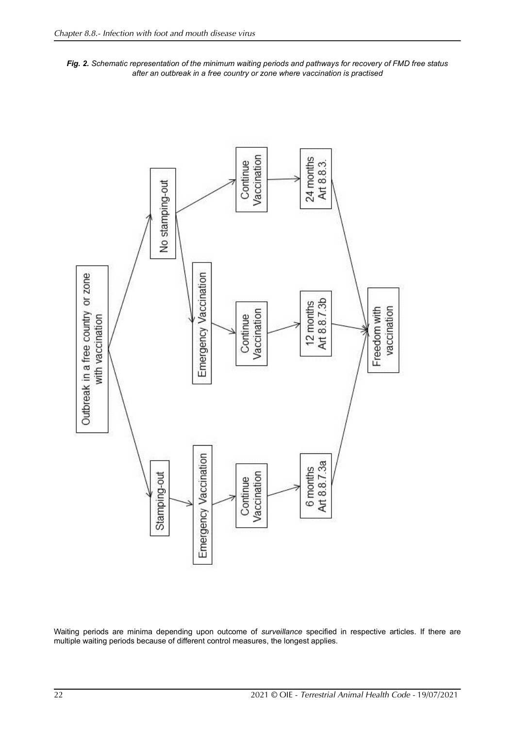***Fig. 2.*** *Schematic representation of the minimum waiting periods and pathways for recovery of FMD free status after an outbreak in a free country or zone where vaccination is practised*

```
Outbreak in a free country or zone with vaccination
├── No stamping-out
│   ├── Continue Vaccination → 24 months Art 8.8.3. → Freedom with vaccination
│   └── Emergency Vaccination → Continue Vaccination → 12 months Art 8.8.7.3b → Freedom with vaccination
└── Stamping-out → Emergency Vaccination → Continue Vaccination → 6 months Art 8.8.7.3a → Freedom with vaccination
```

Waiting periods are minima depending upon outcome of *surveillance* specified in respective articles. If there are multiple waiting periods because of different control measures, the longest applies.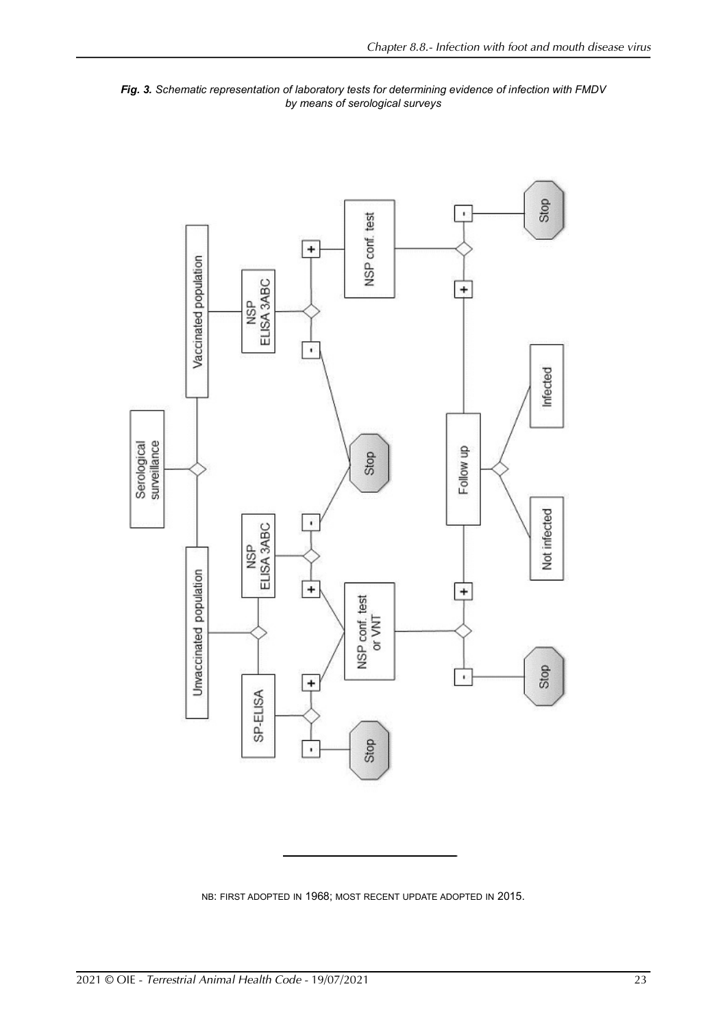***Fig. 3.** Schematic representation of laboratory tests for determining evidence of infection with FMDV by means of serological surveys*

Serological surveillance

Unvaccinated population

Vaccinated population

SP-ELISA

NSP ELISA 3ABC

NSP ELISA 3ABC

\-

\+

Stop

NSP conf. test or VNT

NSP conf. test

Follow up

Not infected

Infected

Stop

---

NB: FIRST ADOPTED IN 1968; MOST RECENT UPDATE ADOPTED IN 2015.